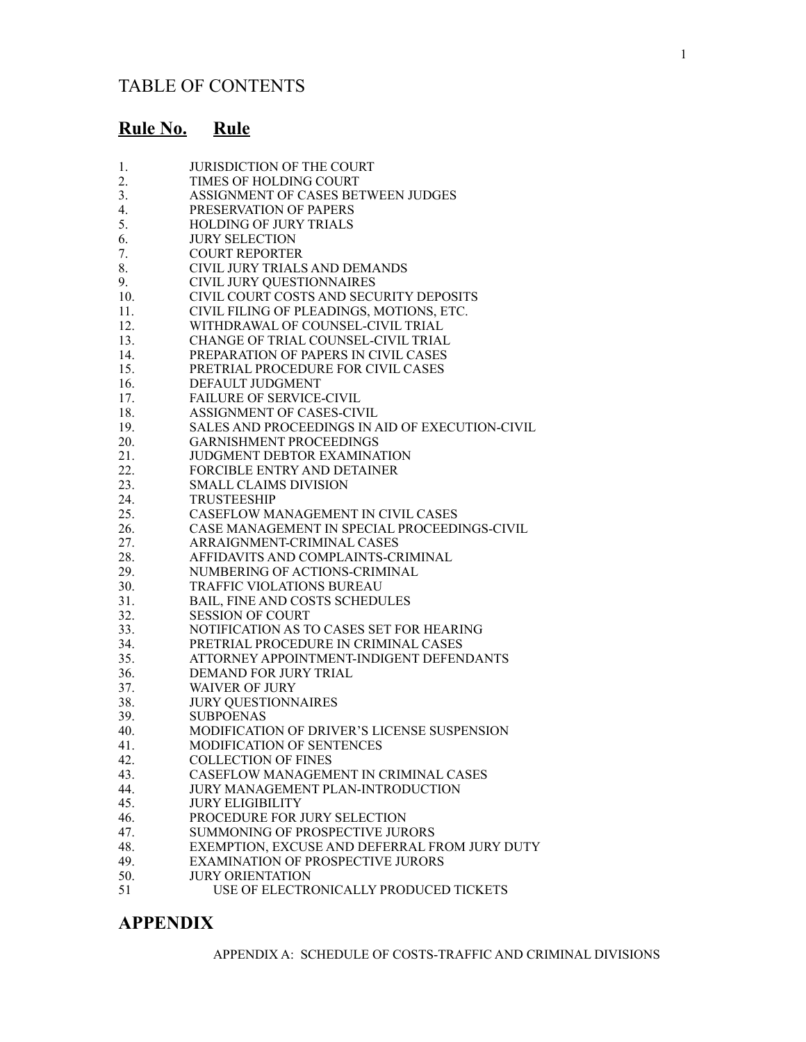## TABLE OF CONTENTS

| **Rule No.** | **Rule** |
|---|---|
| 1. | JURISDICTION OF THE COURT |
| 2. | TIMES OF HOLDING COURT |
| 3. | ASSIGNMENT OF CASES BETWEEN JUDGES |
| 4. | PRESERVATION OF PAPERS |
| 5. | HOLDING OF JURY TRIALS |
| 6. | JURY SELECTION |
| 7. | COURT REPORTER |
| 8. | CIVIL JURY TRIALS AND DEMANDS |
| 9. | CIVIL JURY QUESTIONNAIRES |
| 10. | CIVIL COURT COSTS AND SECURITY DEPOSITS |
| 11. | CIVIL FILING OF PLEADINGS, MOTIONS, ETC. |
| 12. | WITHDRAWAL OF COUNSEL-CIVIL TRIAL |
| 13. | CHANGE OF TRIAL COUNSEL-CIVIL TRIAL |
| 14. | PREPARATION OF PAPERS IN CIVIL CASES |
| 15. | PRETRIAL PROCEDURE FOR CIVIL CASES |
| 16. | DEFAULT JUDGMENT |
| 17. | FAILURE OF SERVICE-CIVIL |
| 18. | ASSIGNMENT OF CASES-CIVIL |
| 19. | SALES AND PROCEEDINGS IN AID OF EXECUTION-CIVIL |
| 20. | GARNISHMENT PROCEEDINGS |
| 21. | JUDGMENT DEBTOR EXAMINATION |
| 22. | FORCIBLE ENTRY AND DETAINER |
| 23. | SMALL CLAIMS DIVISION |
| 24. | TRUSTEESHIP |
| 25. | CASEFLOW MANAGEMENT IN CIVIL CASES |
| 26. | CASE MANAGEMENT IN SPECIAL PROCEEDINGS-CIVIL |
| 27. | ARRAIGNMENT-CRIMINAL CASES |
| 28. | AFFIDAVITS AND COMPLAINTS-CRIMINAL |
| 29. | NUMBERING OF ACTIONS-CRIMINAL |
| 30. | TRAFFIC VIOLATIONS BUREAU |
| 31. | BAIL, FINE AND COSTS SCHEDULES |
| 32. | SESSION OF COURT |
| 33. | NOTIFICATION AS TO CASES SET FOR HEARING |
| 34. | PRETRIAL PROCEDURE IN CRIMINAL CASES |
| 35. | ATTORNEY APPOINTMENT-INDIGENT DEFENDANTS |
| 36. | DEMAND FOR JURY TRIAL |
| 37. | WAIVER OF JURY |
| 38. | JURY QUESTIONNAIRES |
| 39. | SUBPOENAS |
| 40. | MODIFICATION OF DRIVER'S LICENSE SUSPENSION |
| 41. | MODIFICATION OF SENTENCES |
| 42. | COLLECTION OF FINES |
| 43. | CASEFLOW MANAGEMENT IN CRIMINAL CASES |
| 44. | JURY MANAGEMENT PLAN-INTRODUCTION |
| 45. | JURY ELIGIBILITY |
| 46. | PROCEDURE FOR JURY SELECTION |
| 47. | SUMMONING OF PROSPECTIVE JURORS |
| 48. | EXEMPTION, EXCUSE AND DEFERRAL FROM JURY DUTY |
| 49. | EXAMINATION OF PROSPECTIVE JURORS |
| 50. | JURY ORIENTATION |
| 51 | USE OF ELECTRONICALLY PRODUCED TICKETS |

## APPENDIX

APPENDIX A: SCHEDULE OF COSTS-TRAFFIC AND CRIMINAL DIVISIONS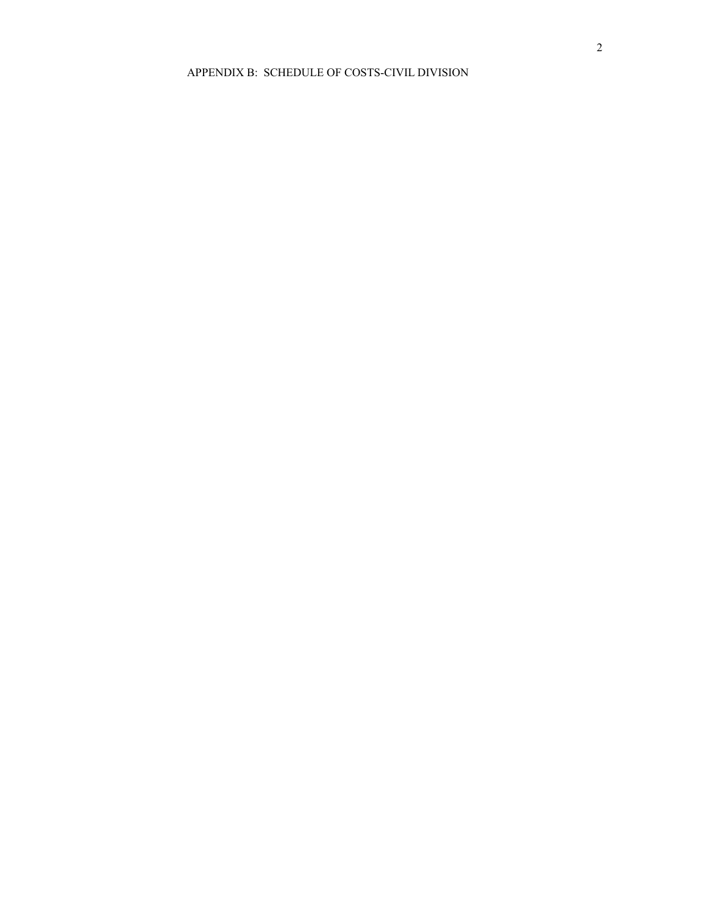APPENDIX B: SCHEDULE OF COSTS-CIVIL DIVISION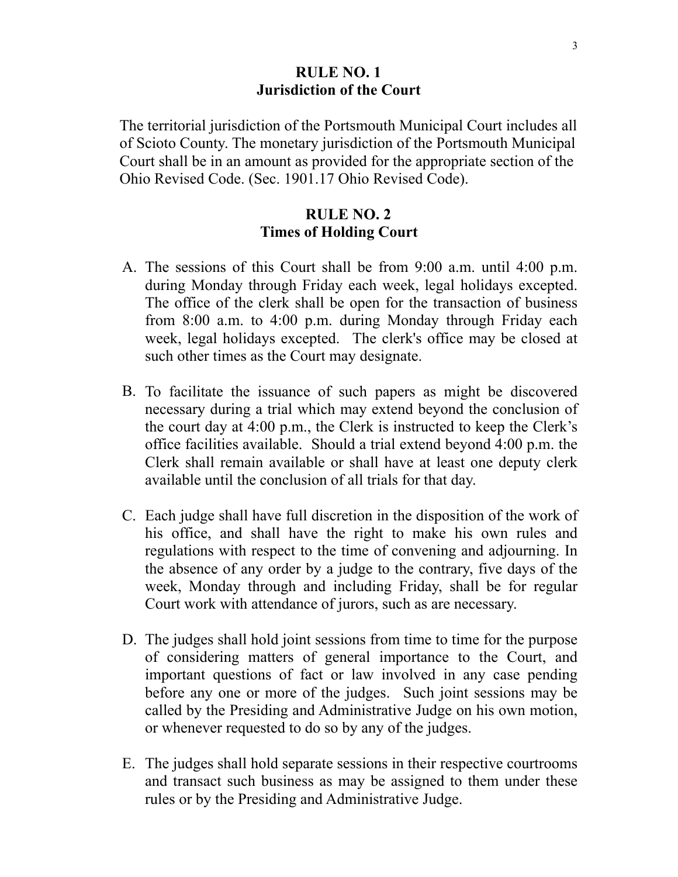## RULE NO. 1
## Jurisdiction of the Court

The territorial jurisdiction of the Portsmouth Municipal Court includes all of Scioto County. The monetary jurisdiction of the Portsmouth Municipal Court shall be in an amount as provided for the appropriate section of the Ohio Revised Code. (Sec. 1901.17 Ohio Revised Code).

## RULE NO. 2
## Times of Holding Court

A. The sessions of this Court shall be from 9:00 a.m. until 4:00 p.m. during Monday through Friday each week, legal holidays excepted. The office of the clerk shall be open for the transaction of business from 8:00 a.m. to 4:00 p.m. during Monday through Friday each week, legal holidays excepted. The clerk's office may be closed at such other times as the Court may designate.

B. To facilitate the issuance of such papers as might be discovered necessary during a trial which may extend beyond the conclusion of the court day at 4:00 p.m., the Clerk is instructed to keep the Clerk's office facilities available. Should a trial extend beyond 4:00 p.m. the Clerk shall remain available or shall have at least one deputy clerk available until the conclusion of all trials for that day.

C. Each judge shall have full discretion in the disposition of the work of his office, and shall have the right to make his own rules and regulations with respect to the time of convening and adjourning. In the absence of any order by a judge to the contrary, five days of the week, Monday through and including Friday, shall be for regular Court work with attendance of jurors, such as are necessary.

D. The judges shall hold joint sessions from time to time for the purpose of considering matters of general importance to the Court, and important questions of fact or law involved in any case pending before any one or more of the judges. Such joint sessions may be called by the Presiding and Administrative Judge on his own motion, or whenever requested to do so by any of the judges.

E. The judges shall hold separate sessions in their respective courtrooms and transact such business as may be assigned to them under these rules or by the Presiding and Administrative Judge.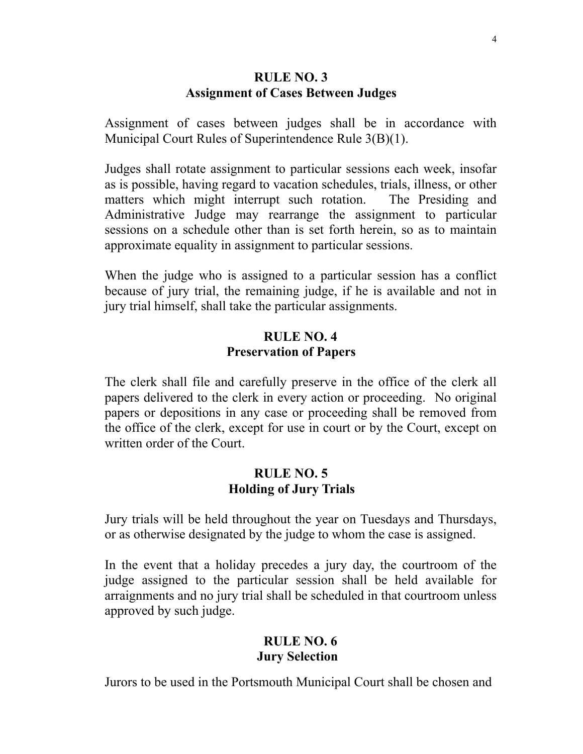## RULE NO. 3
## Assignment of Cases Between Judges

Assignment of cases between judges shall be in accordance with Municipal Court Rules of Superintendence Rule 3(B)(1).

Judges shall rotate assignment to particular sessions each week, insofar as is possible, having regard to vacation schedules, trials, illness, or other matters which might interrupt such rotation. The Presiding and Administrative Judge may rearrange the assignment to particular sessions on a schedule other than is set forth herein, so as to maintain approximate equality in assignment to particular sessions.

When the judge who is assigned to a particular session has a conflict because of jury trial, the remaining judge, if he is available and not in jury trial himself, shall take the particular assignments.

## RULE NO. 4
## Preservation of Papers

The clerk shall file and carefully preserve in the office of the clerk all papers delivered to the clerk in every action or proceeding. No original papers or depositions in any case or proceeding shall be removed from the office of the clerk, except for use in court or by the Court, except on written order of the Court.

## RULE NO. 5
## Holding of Jury Trials

Jury trials will be held throughout the year on Tuesdays and Thursdays, or as otherwise designated by the judge to whom the case is assigned.

In the event that a holiday precedes a jury day, the courtroom of the judge assigned to the particular session shall be held available for arraignments and no jury trial shall be scheduled in that courtroom unless approved by such judge.

## RULE NO. 6
## Jury Selection

Jurors to be used in the Portsmouth Municipal Court shall be chosen and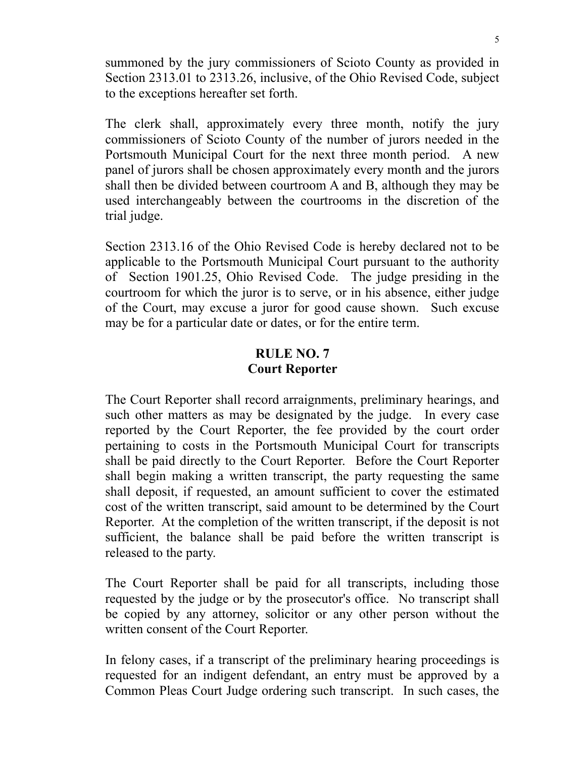summoned by the jury commissioners of Scioto County as provided in Section 2313.01 to 2313.26, inclusive, of the Ohio Revised Code, subject to the exceptions hereafter set forth.

The clerk shall, approximately every three month, notify the jury commissioners of Scioto County of the number of jurors needed in the Portsmouth Municipal Court for the next three month period. A new panel of jurors shall be chosen approximately every month and the jurors shall then be divided between courtroom A and B, although they may be used interchangeably between the courtrooms in the discretion of the trial judge.

Section 2313.16 of the Ohio Revised Code is hereby declared not to be applicable to the Portsmouth Municipal Court pursuant to the authority of Section 1901.25, Ohio Revised Code. The judge presiding in the courtroom for which the juror is to serve, or in his absence, either judge of the Court, may excuse a juror for good cause shown. Such excuse may be for a particular date or dates, or for the entire term.

## RULE NO. 7
## Court Reporter

The Court Reporter shall record arraignments, preliminary hearings, and such other matters as may be designated by the judge. In every case reported by the Court Reporter, the fee provided by the court order pertaining to costs in the Portsmouth Municipal Court for transcripts shall be paid directly to the Court Reporter. Before the Court Reporter shall begin making a written transcript, the party requesting the same shall deposit, if requested, an amount sufficient to cover the estimated cost of the written transcript, said amount to be determined by the Court Reporter. At the completion of the written transcript, if the deposit is not sufficient, the balance shall be paid before the written transcript is released to the party.

The Court Reporter shall be paid for all transcripts, including those requested by the judge or by the prosecutor's office. No transcript shall be copied by any attorney, solicitor or any other person without the written consent of the Court Reporter.

In felony cases, if a transcript of the preliminary hearing proceedings is requested for an indigent defendant, an entry must be approved by a Common Pleas Court Judge ordering such transcript. In such cases, the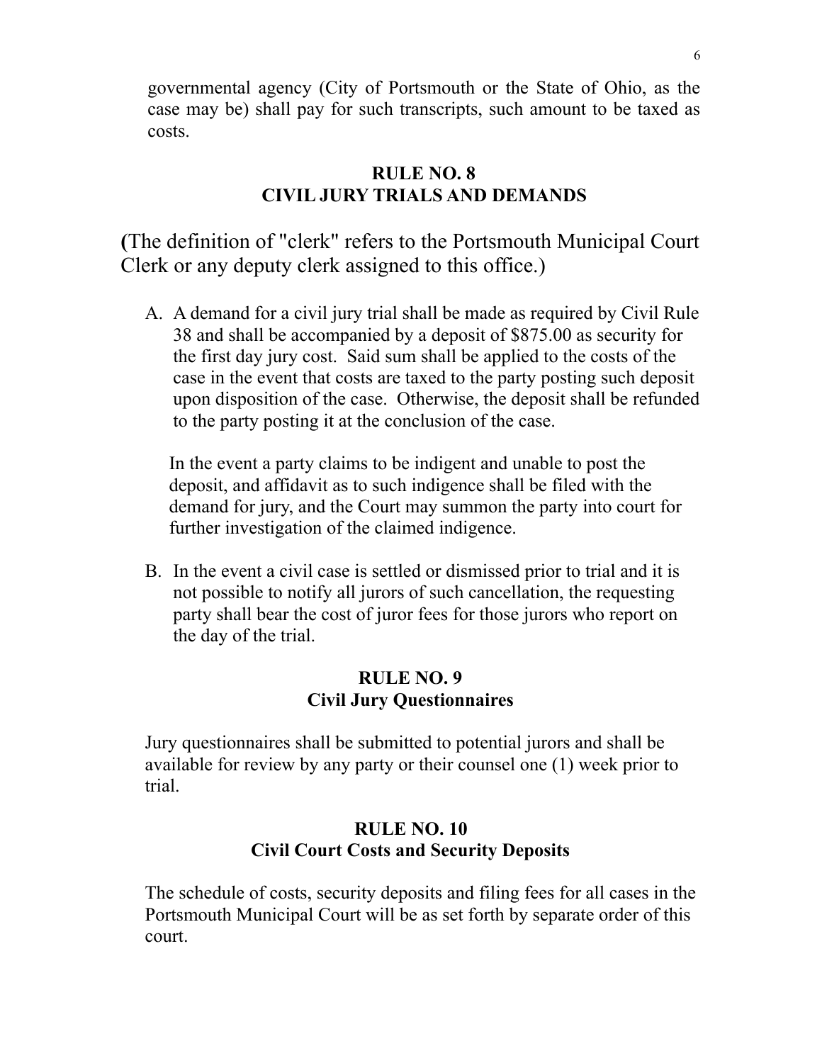governmental agency (City of Portsmouth or the State of Ohio, as the case may be) shall pay for such transcripts, such amount to be taxed as costs.

## RULE NO. 8
## CIVIL JURY TRIALS AND DEMANDS

(The definition of "clerk" refers to the Portsmouth Municipal Court Clerk or any deputy clerk assigned to this office.)

A. A demand for a civil jury trial shall be made as required by Civil Rule 38 and shall be accompanied by a deposit of $875.00 as security for the first day jury cost. Said sum shall be applied to the costs of the case in the event that costs are taxed to the party posting such deposit upon disposition of the case. Otherwise, the deposit shall be refunded to the party posting it at the conclusion of the case.

   In the event a party claims to be indigent and unable to post the deposit, and affidavit as to such indigence shall be filed with the demand for jury, and the Court may summon the party into court for further investigation of the claimed indigence.

B. In the event a civil case is settled or dismissed prior to trial and it is not possible to notify all jurors of such cancellation, the requesting party shall bear the cost of juror fees for those jurors who report on the day of the trial.

## RULE NO. 9
## Civil Jury Questionnaires

Jury questionnaires shall be submitted to potential jurors and shall be available for review by any party or their counsel one (1) week prior to trial.

## RULE NO. 10
## Civil Court Costs and Security Deposits

The schedule of costs, security deposits and filing fees for all cases in the Portsmouth Municipal Court will be as set forth by separate order of this court.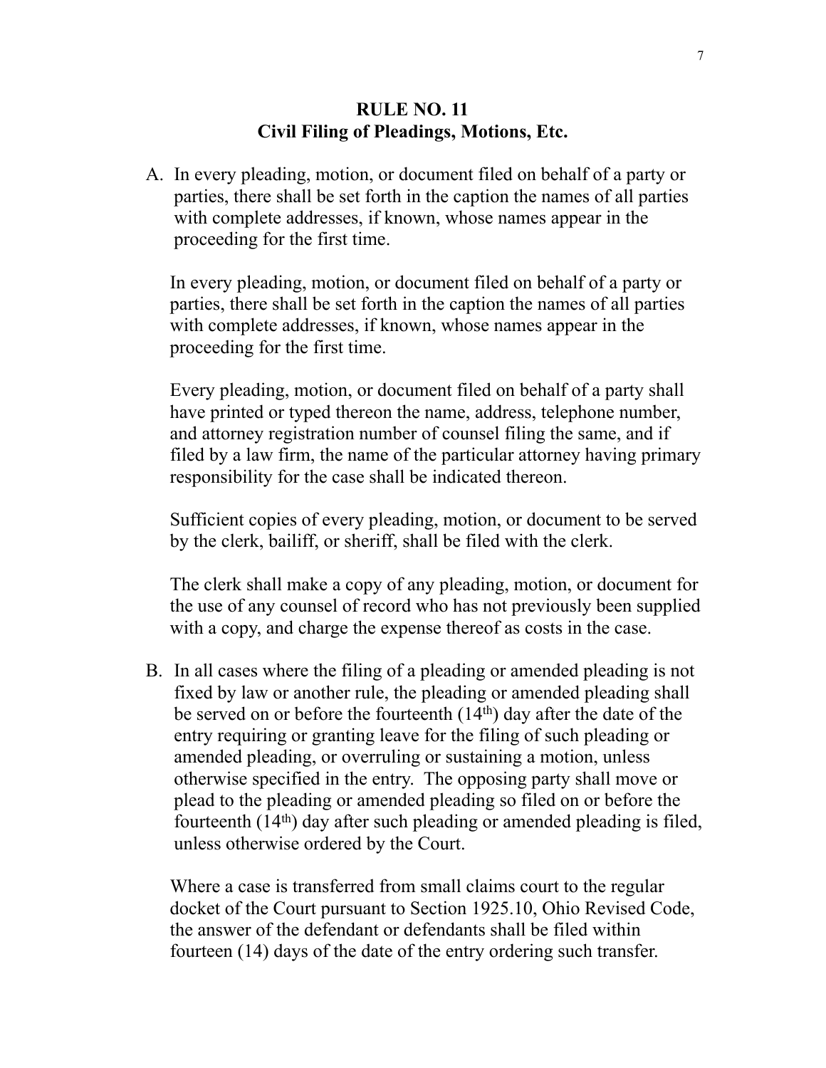## RULE NO. 11
## Civil Filing of Pleadings, Motions, Etc.

A. In every pleading, motion, or document filed on behalf of a party or parties, there shall be set forth in the caption the names of all parties with complete addresses, if known, whose names appear in the proceeding for the first time.

   In every pleading, motion, or document filed on behalf of a party or parties, there shall be set forth in the caption the names of all parties with complete addresses, if known, whose names appear in the proceeding for the first time.

   Every pleading, motion, or document filed on behalf of a party shall have printed or typed thereon the name, address, telephone number, and attorney registration number of counsel filing the same, and if filed by a law firm, the name of the particular attorney having primary responsibility for the case shall be indicated thereon.

   Sufficient copies of every pleading, motion, or document to be served by the clerk, bailiff, or sheriff, shall be filed with the clerk.

   The clerk shall make a copy of any pleading, motion, or document for the use of any counsel of record who has not previously been supplied with a copy, and charge the expense thereof as costs in the case.

B. In all cases where the filing of a pleading or amended pleading is not fixed by law or another rule, the pleading or amended pleading shall be served on or before the fourteenth (14th) day after the date of the entry requiring or granting leave for the filing of such pleading or amended pleading, or overruling or sustaining a motion, unless otherwise specified in the entry. The opposing party shall move or plead to the pleading or amended pleading so filed on or before the fourteenth (14th) day after such pleading or amended pleading is filed, unless otherwise ordered by the Court.

   Where a case is transferred from small claims court to the regular docket of the Court pursuant to Section 1925.10, Ohio Revised Code, the answer of the defendant or defendants shall be filed within fourteen (14) days of the date of the entry ordering such transfer.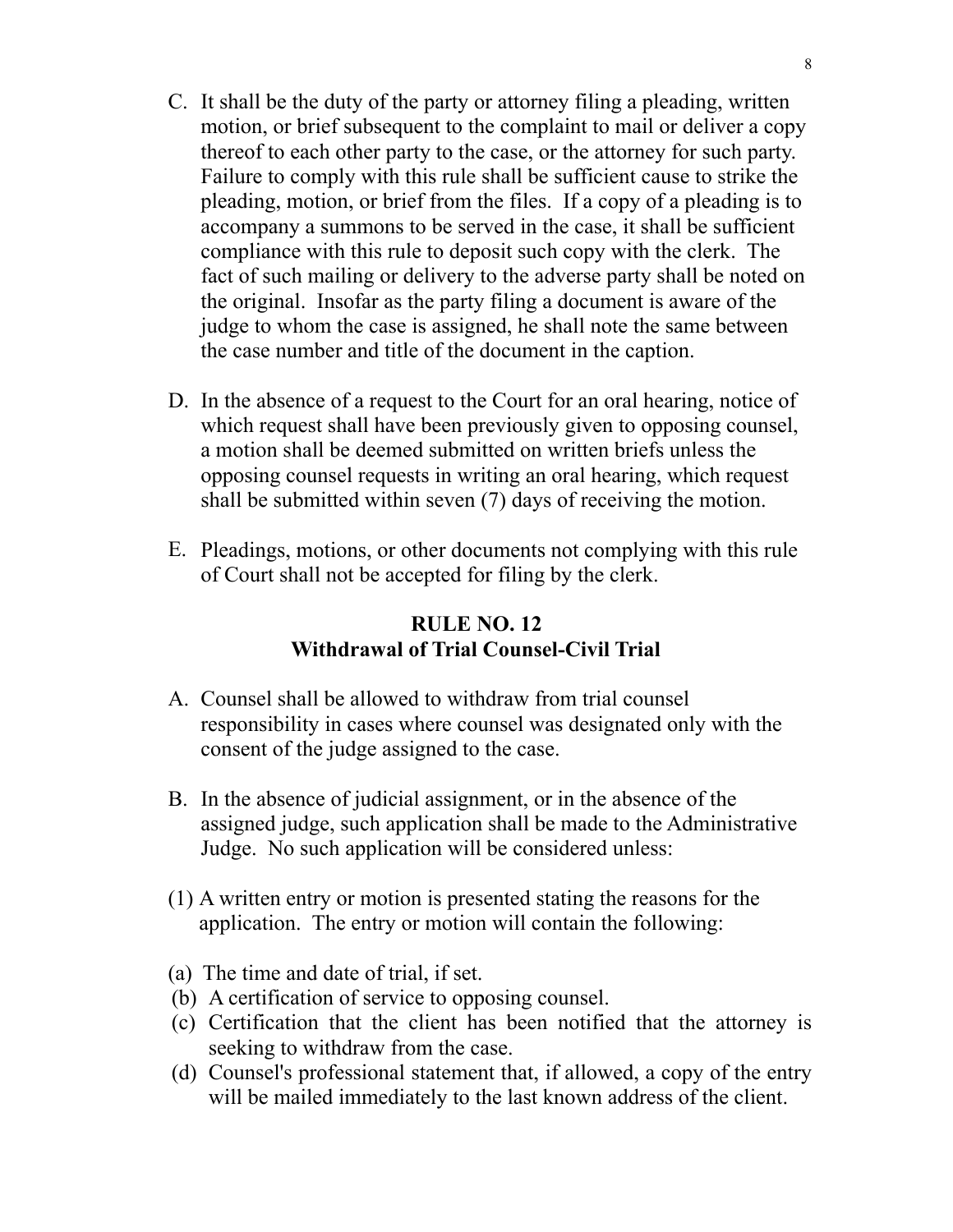C. It shall be the duty of the party or attorney filing a pleading, written motion, or brief subsequent to the complaint to mail or deliver a copy thereof to each other party to the case, or the attorney for such party. Failure to comply with this rule shall be sufficient cause to strike the pleading, motion, or brief from the files. If a copy of a pleading is to accompany a summons to be served in the case, it shall be sufficient compliance with this rule to deposit such copy with the clerk. The fact of such mailing or delivery to the adverse party shall be noted on the original. Insofar as the party filing a document is aware of the judge to whom the case is assigned, he shall note the same between the case number and title of the document in the caption.

D. In the absence of a request to the Court for an oral hearing, notice of which request shall have been previously given to opposing counsel, a motion shall be deemed submitted on written briefs unless the opposing counsel requests in writing an oral hearing, which request shall be submitted within seven (7) days of receiving the motion.

E. Pleadings, motions, or other documents not complying with this rule of Court shall not be accepted for filing by the clerk.

## RULE NO. 12
## Withdrawal of Trial Counsel-Civil Trial

A. Counsel shall be allowed to withdraw from trial counsel responsibility in cases where counsel was designated only with the consent of the judge assigned to the case.

B. In the absence of judicial assignment, or in the absence of the assigned judge, such application shall be made to the Administrative Judge. No such application will be considered unless:

(1) A written entry or motion is presented stating the reasons for the application. The entry or motion will contain the following:

(a) The time and date of trial, if set.
(b) A certification of service to opposing counsel.
(c) Certification that the client has been notified that the attorney is seeking to withdraw from the case.
(d) Counsel's professional statement that, if allowed, a copy of the entry will be mailed immediately to the last known address of the client.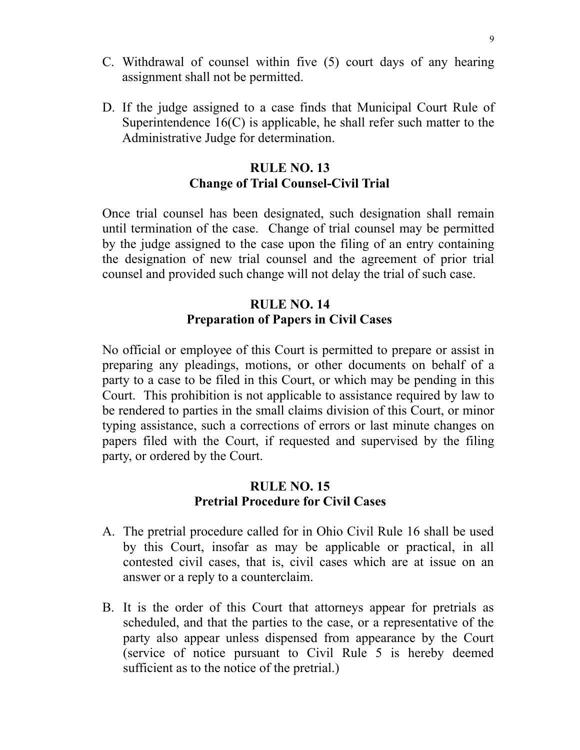C. Withdrawal of counsel within five (5) court days of any hearing assignment shall not be permitted.

D. If the judge assigned to a case finds that Municipal Court Rule of Superintendence 16(C) is applicable, he shall refer such matter to the Administrative Judge for determination.

## RULE NO. 13
## Change of Trial Counsel-Civil Trial

Once trial counsel has been designated, such designation shall remain until termination of the case. Change of trial counsel may be permitted by the judge assigned to the case upon the filing of an entry containing the designation of new trial counsel and the agreement of prior trial counsel and provided such change will not delay the trial of such case.

## RULE NO. 14
## Preparation of Papers in Civil Cases

No official or employee of this Court is permitted to prepare or assist in preparing any pleadings, motions, or other documents on behalf of a party to a case to be filed in this Court, or which may be pending in this Court. This prohibition is not applicable to assistance required by law to be rendered to parties in the small claims division of this Court, or minor typing assistance, such a corrections of errors or last minute changes on papers filed with the Court, if requested and supervised by the filing party, or ordered by the Court.

## RULE NO. 15
## Pretrial Procedure for Civil Cases

A. The pretrial procedure called for in Ohio Civil Rule 16 shall be used by this Court, insofar as may be applicable or practical, in all contested civil cases, that is, civil cases which are at issue on an answer or a reply to a counterclaim.

B. It is the order of this Court that attorneys appear for pretrials as scheduled, and that the parties to the case, or a representative of the party also appear unless dispensed from appearance by the Court (service of notice pursuant to Civil Rule 5 is hereby deemed sufficient as to the notice of the pretrial.)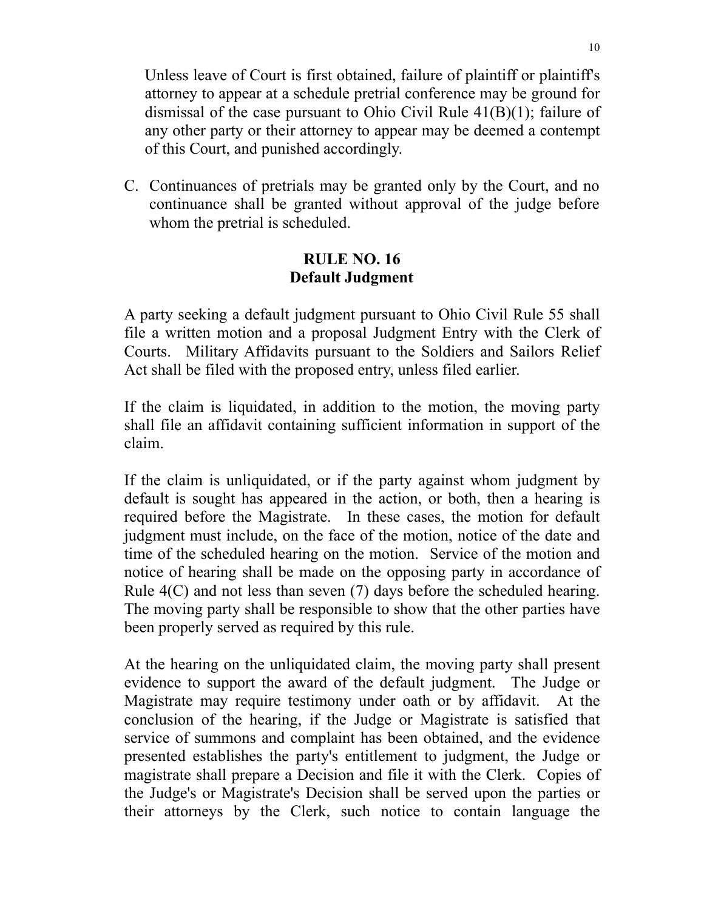Unless leave of Court is first obtained, failure of plaintiff or plaintiff's attorney to appear at a schedule pretrial conference may be ground for dismissal of the case pursuant to Ohio Civil Rule 41(B)(1); failure of any other party or their attorney to appear may be deemed a contempt of this Court, and punished accordingly.

C. Continuances of pretrials may be granted only by the Court, and no continuance shall be granted without approval of the judge before whom the pretrial is scheduled.

## RULE NO. 16
## Default Judgment

A party seeking a default judgment pursuant to Ohio Civil Rule 55 shall file a written motion and a proposal Judgment Entry with the Clerk of Courts. Military Affidavits pursuant to the Soldiers and Sailors Relief Act shall be filed with the proposed entry, unless filed earlier.

If the claim is liquidated, in addition to the motion, the moving party shall file an affidavit containing sufficient information in support of the claim.

If the claim is unliquidated, or if the party against whom judgment by default is sought has appeared in the action, or both, then a hearing is required before the Magistrate. In these cases, the motion for default judgment must include, on the face of the motion, notice of the date and time of the scheduled hearing on the motion. Service of the motion and notice of hearing shall be made on the opposing party in accordance of Rule 4(C) and not less than seven (7) days before the scheduled hearing. The moving party shall be responsible to show that the other parties have been properly served as required by this rule.

At the hearing on the unliquidated claim, the moving party shall present evidence to support the award of the default judgment. The Judge or Magistrate may require testimony under oath or by affidavit. At the conclusion of the hearing, if the Judge or Magistrate is satisfied that service of summons and complaint has been obtained, and the evidence presented establishes the party's entitlement to judgment, the Judge or magistrate shall prepare a Decision and file it with the Clerk. Copies of the Judge's or Magistrate's Decision shall be served upon the parties or their attorneys by the Clerk, such notice to contain language the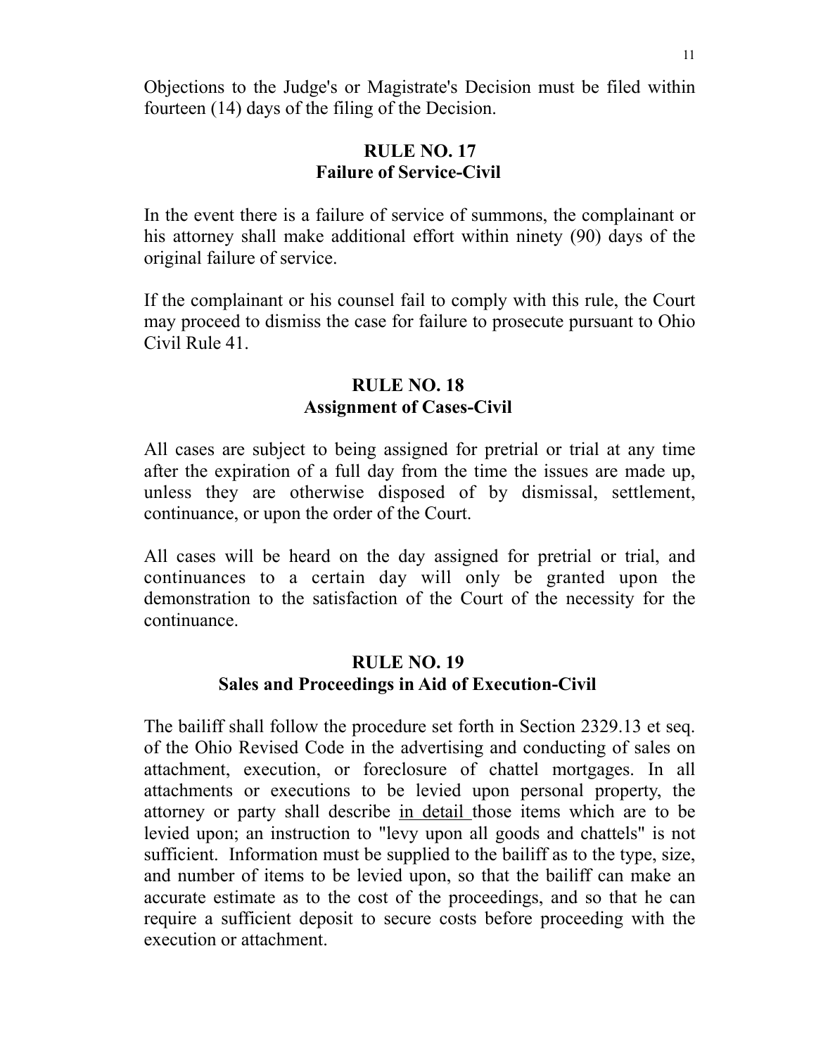Objections to the Judge's or Magistrate's Decision must be filed within fourteen (14) days of the filing of the Decision.

## RULE NO. 17
## Failure of Service-Civil

In the event there is a failure of service of summons, the complainant or his attorney shall make additional effort within ninety (90) days of the original failure of service.

If the complainant or his counsel fail to comply with this rule, the Court may proceed to dismiss the case for failure to prosecute pursuant to Ohio Civil Rule 41.

## RULE NO. 18
## Assignment of Cases-Civil

All cases are subject to being assigned for pretrial or trial at any time after the expiration of a full day from the time the issues are made up, unless they are otherwise disposed of by dismissal, settlement, continuance, or upon the order of the Court.

All cases will be heard on the day assigned for pretrial or trial, and continuances to a certain day will only be granted upon the demonstration to the satisfaction of the Court of the necessity for the continuance.

## RULE NO. 19
## Sales and Proceedings in Aid of Execution-Civil

The bailiff shall follow the procedure set forth in Section 2329.13 et seq. of the Ohio Revised Code in the advertising and conducting of sales on attachment, execution, or foreclosure of chattel mortgages. In all attachments or executions to be levied upon personal property, the attorney or party shall describe <u>in detail</u> those items which are to be levied upon; an instruction to "levy upon all goods and chattels" is not sufficient. Information must be supplied to the bailiff as to the type, size, and number of items to be levied upon, so that the bailiff can make an accurate estimate as to the cost of the proceedings, and so that he can require a sufficient deposit to secure costs before proceeding with the execution or attachment.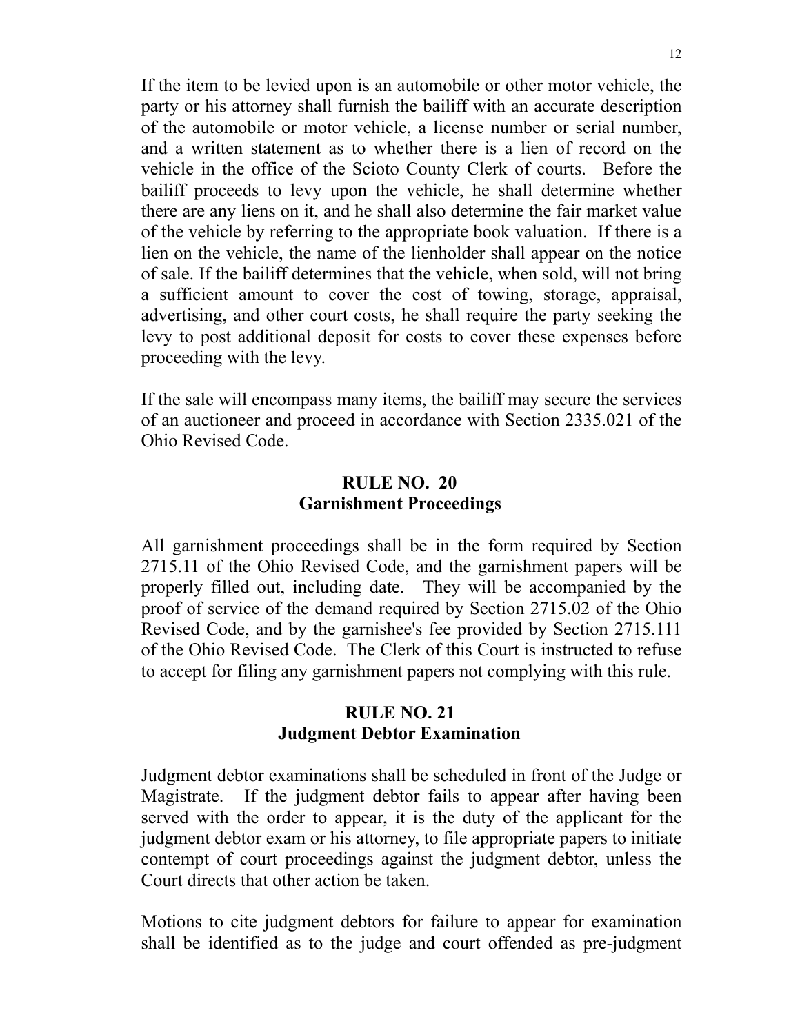If the item to be levied upon is an automobile or other motor vehicle, the party or his attorney shall furnish the bailiff with an accurate description of the automobile or motor vehicle, a license number or serial number, and a written statement as to whether there is a lien of record on the vehicle in the office of the Scioto County Clerk of courts. Before the bailiff proceeds to levy upon the vehicle, he shall determine whether there are any liens on it, and he shall also determine the fair market value of the vehicle by referring to the appropriate book valuation. If there is a lien on the vehicle, the name of the lienholder shall appear on the notice of sale. If the bailiff determines that the vehicle, when sold, will not bring a sufficient amount to cover the cost of towing, storage, appraisal, advertising, and other court costs, he shall require the party seeking the levy to post additional deposit for costs to cover these expenses before proceeding with the levy.

If the sale will encompass many items, the bailiff may secure the services of an auctioneer and proceed in accordance with Section 2335.021 of the Ohio Revised Code.

## RULE NO. 20
## Garnishment Proceedings

All garnishment proceedings shall be in the form required by Section 2715.11 of the Ohio Revised Code, and the garnishment papers will be properly filled out, including date. They will be accompanied by the proof of service of the demand required by Section 2715.02 of the Ohio Revised Code, and by the garnishee's fee provided by Section 2715.111 of the Ohio Revised Code. The Clerk of this Court is instructed to refuse to accept for filing any garnishment papers not complying with this rule.

## RULE NO. 21
## Judgment Debtor Examination

Judgment debtor examinations shall be scheduled in front of the Judge or Magistrate. If the judgment debtor fails to appear after having been served with the order to appear, it is the duty of the applicant for the judgment debtor exam or his attorney, to file appropriate papers to initiate contempt of court proceedings against the judgment debtor, unless the Court directs that other action be taken.

Motions to cite judgment debtors for failure to appear for examination shall be identified as to the judge and court offended as pre-judgment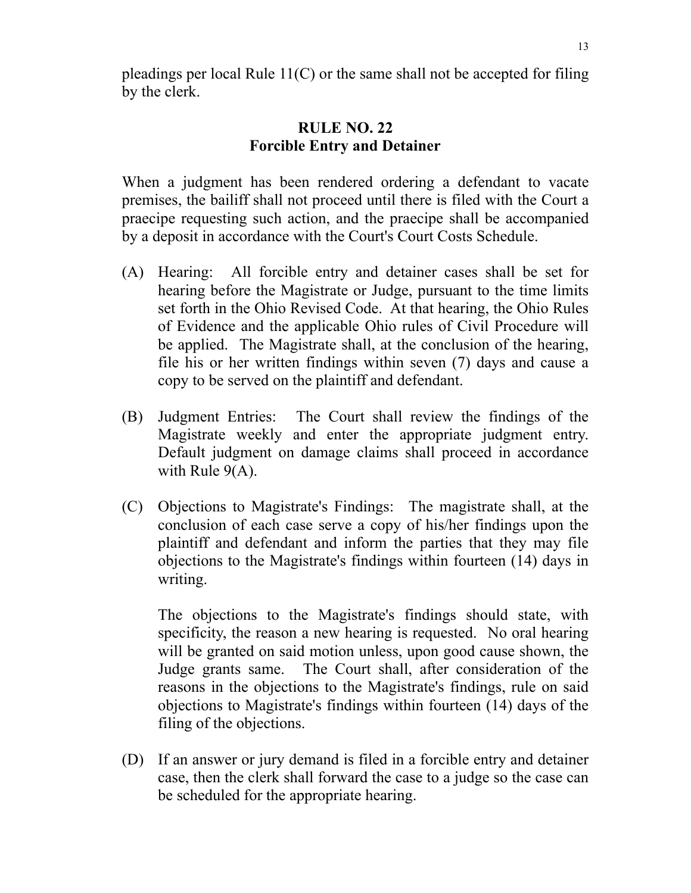pleadings per local Rule 11(C) or the same shall not be accepted for filing by the clerk.

## RULE NO. 22
## Forcible Entry and Detainer

When a judgment has been rendered ordering a defendant to vacate premises, the bailiff shall not proceed until there is filed with the Court a praecipe requesting such action, and the praecipe shall be accompanied by a deposit in accordance with the Court's Court Costs Schedule.

(A) Hearing: All forcible entry and detainer cases shall be set for hearing before the Magistrate or Judge, pursuant to the time limits set forth in the Ohio Revised Code. At that hearing, the Ohio Rules of Evidence and the applicable Ohio rules of Civil Procedure will be applied. The Magistrate shall, at the conclusion of the hearing, file his or her written findings within seven (7) days and cause a copy to be served on the plaintiff and defendant.

(B) Judgment Entries: The Court shall review the findings of the Magistrate weekly and enter the appropriate judgment entry. Default judgment on damage claims shall proceed in accordance with Rule 9(A).

(C) Objections to Magistrate's Findings: The magistrate shall, at the conclusion of each case serve a copy of his/her findings upon the plaintiff and defendant and inform the parties that they may file objections to the Magistrate's findings within fourteen (14) days in writing.

    The objections to the Magistrate's findings should state, with specificity, the reason a new hearing is requested. No oral hearing will be granted on said motion unless, upon good cause shown, the Judge grants same. The Court shall, after consideration of the reasons in the objections to the Magistrate's findings, rule on said objections to Magistrate's findings within fourteen (14) days of the filing of the objections.

(D) If an answer or jury demand is filed in a forcible entry and detainer case, then the clerk shall forward the case to a judge so the case can be scheduled for the appropriate hearing.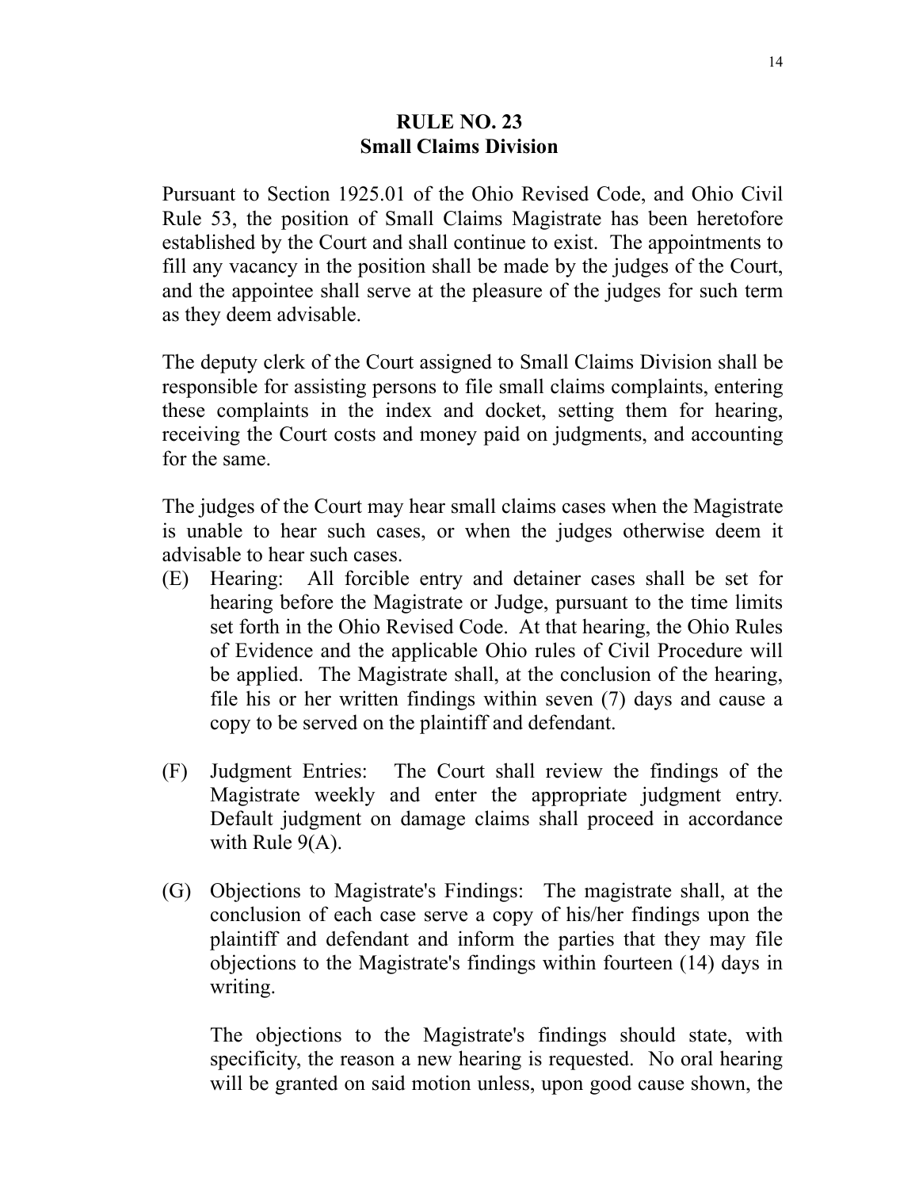## RULE NO. 23
## Small Claims Division

Pursuant to Section 1925.01 of the Ohio Revised Code, and Ohio Civil Rule 53, the position of Small Claims Magistrate has been heretofore established by the Court and shall continue to exist. The appointments to fill any vacancy in the position shall be made by the judges of the Court, and the appointee shall serve at the pleasure of the judges for such term as they deem advisable.

The deputy clerk of the Court assigned to Small Claims Division shall be responsible for assisting persons to file small claims complaints, entering these complaints in the index and docket, setting them for hearing, receiving the Court costs and money paid on judgments, and accounting for the same.

The judges of the Court may hear small claims cases when the Magistrate is unable to hear such cases, or when the judges otherwise deem it advisable to hear such cases.

(E) Hearing: All forcible entry and detainer cases shall be set for hearing before the Magistrate or Judge, pursuant to the time limits set forth in the Ohio Revised Code. At that hearing, the Ohio Rules of Evidence and the applicable Ohio rules of Civil Procedure will be applied. The Magistrate shall, at the conclusion of the hearing, file his or her written findings within seven (7) days and cause a copy to be served on the plaintiff and defendant.

(F) Judgment Entries: The Court shall review the findings of the Magistrate weekly and enter the appropriate judgment entry. Default judgment on damage claims shall proceed in accordance with Rule 9(A).

(G) Objections to Magistrate's Findings: The magistrate shall, at the conclusion of each case serve a copy of his/her findings upon the plaintiff and defendant and inform the parties that they may file objections to the Magistrate's findings within fourteen (14) days in writing.

    The objections to the Magistrate's findings should state, with specificity, the reason a new hearing is requested. No oral hearing will be granted on said motion unless, upon good cause shown, the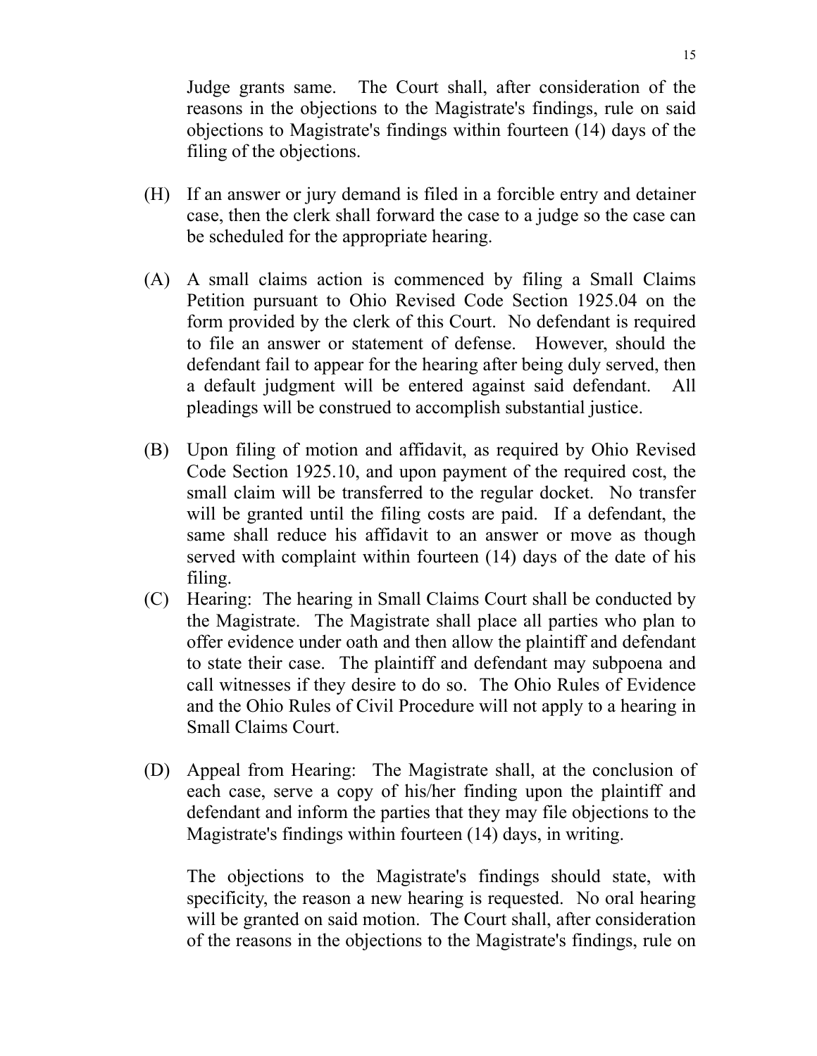Judge grants same. The Court shall, after consideration of the reasons in the objections to the Magistrate's findings, rule on said objections to Magistrate's findings within fourteen (14) days of the filing of the objections.

(H) If an answer or jury demand is filed in a forcible entry and detainer case, then the clerk shall forward the case to a judge so the case can be scheduled for the appropriate hearing.

(A) A small claims action is commenced by filing a Small Claims Petition pursuant to Ohio Revised Code Section 1925.04 on the form provided by the clerk of this Court. No defendant is required to file an answer or statement of defense. However, should the defendant fail to appear for the hearing after being duly served, then a default judgment will be entered against said defendant. All pleadings will be construed to accomplish substantial justice.

(B) Upon filing of motion and affidavit, as required by Ohio Revised Code Section 1925.10, and upon payment of the required cost, the small claim will be transferred to the regular docket. No transfer will be granted until the filing costs are paid. If a defendant, the same shall reduce his affidavit to an answer or move as though served with complaint within fourteen (14) days of the date of his filing.

(C) Hearing: The hearing in Small Claims Court shall be conducted by the Magistrate. The Magistrate shall place all parties who plan to offer evidence under oath and then allow the plaintiff and defendant to state their case. The plaintiff and defendant may subpoena and call witnesses if they desire to do so. The Ohio Rules of Evidence and the Ohio Rules of Civil Procedure will not apply to a hearing in Small Claims Court.

(D) Appeal from Hearing: The Magistrate shall, at the conclusion of each case, serve a copy of his/her finding upon the plaintiff and defendant and inform the parties that they may file objections to the Magistrate's findings within fourteen (14) days, in writing.

The objections to the Magistrate's findings should state, with specificity, the reason a new hearing is requested. No oral hearing will be granted on said motion. The Court shall, after consideration of the reasons in the objections to the Magistrate's findings, rule on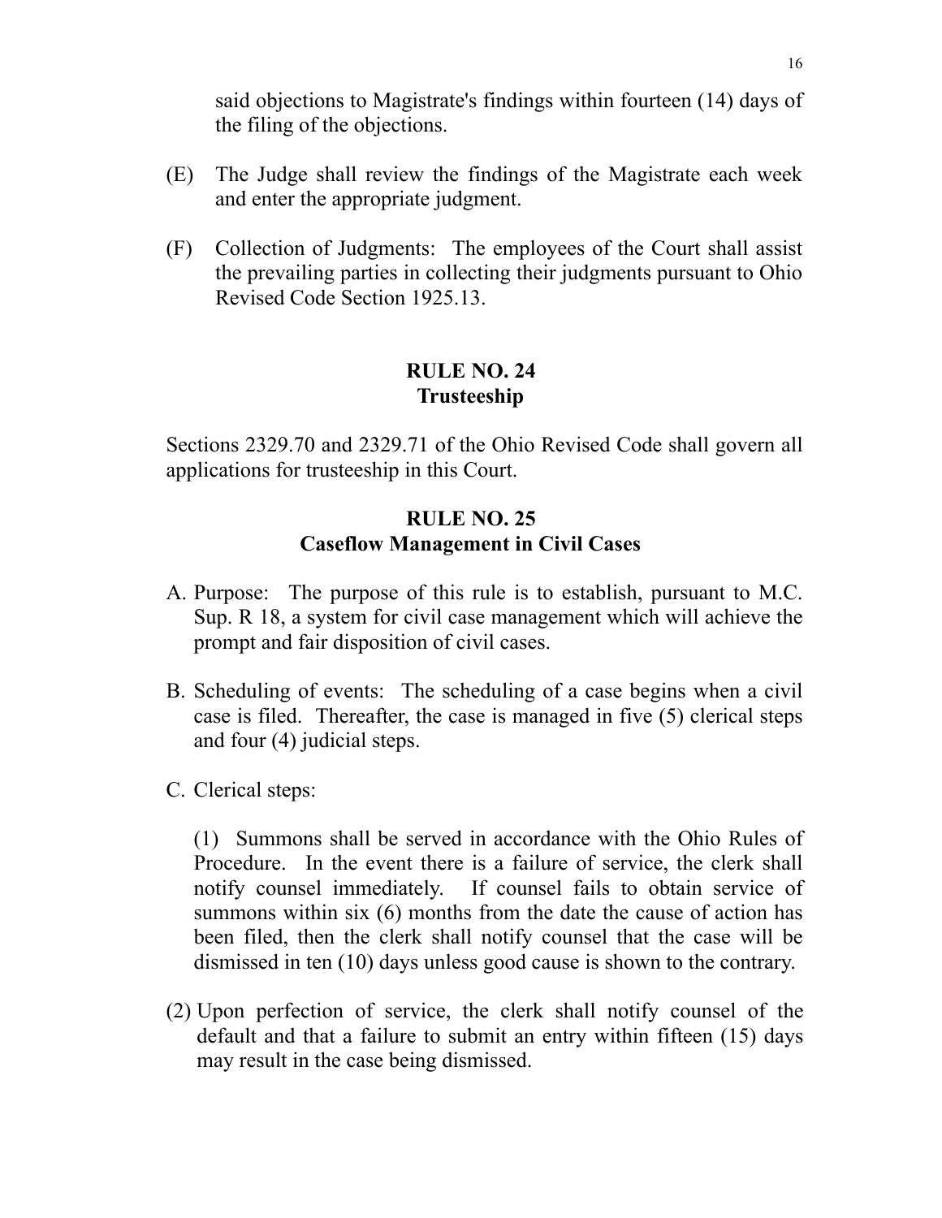said objections to Magistrate's findings within fourteen (14) days of the filing of the objections.

(E) The Judge shall review the findings of the Magistrate each week and enter the appropriate judgment.

(F) Collection of Judgments: The employees of the Court shall assist the prevailing parties in collecting their judgments pursuant to Ohio Revised Code Section 1925.13.

## RULE NO. 24
## Trusteeship

Sections 2329.70 and 2329.71 of the Ohio Revised Code shall govern all applications for trusteeship in this Court.

## RULE NO. 25
## Caseflow Management in Civil Cases

A. Purpose: The purpose of this rule is to establish, pursuant to M.C. Sup. R 18, a system for civil case management which will achieve the prompt and fair disposition of civil cases.

B. Scheduling of events: The scheduling of a case begins when a civil case is filed. Thereafter, the case is managed in five (5) clerical steps and four (4) judicial steps.

C. Clerical steps:

(1) Summons shall be served in accordance with the Ohio Rules of Procedure. In the event there is a failure of service, the clerk shall notify counsel immediately. If counsel fails to obtain service of summons within six (6) months from the date the cause of action has been filed, then the clerk shall notify counsel that the case will be dismissed in ten (10) days unless good cause is shown to the contrary.

(2) Upon perfection of service, the clerk shall notify counsel of the default and that a failure to submit an entry within fifteen (15) days may result in the case being dismissed.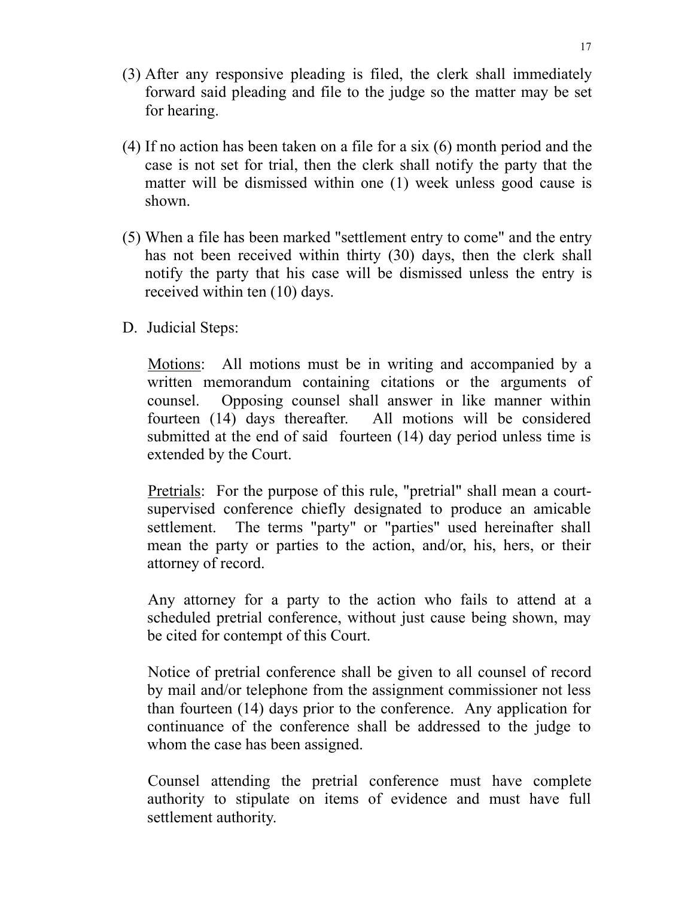(3) After any responsive pleading is filed, the clerk shall immediately forward said pleading and file to the judge so the matter may be set for hearing.

(4) If no action has been taken on a file for a six (6) month period and the case is not set for trial, then the clerk shall notify the party that the matter will be dismissed within one (1) week unless good cause is shown.

(5) When a file has been marked "settlement entry to come" and the entry has not been received within thirty (30) days, then the clerk shall notify the party that his case will be dismissed unless the entry is received within ten (10) days.

D. Judicial Steps:

<u>Motions</u>: All motions must be in writing and accompanied by a written memorandum containing citations or the arguments of counsel. Opposing counsel shall answer in like manner within fourteen (14) days thereafter. All motions will be considered submitted at the end of said fourteen (14) day period unless time is extended by the Court.

<u>Pretrials</u>: For the purpose of this rule, "pretrial" shall mean a court-supervised conference chiefly designated to produce an amicable settlement. The terms "party" or "parties" used hereinafter shall mean the party or parties to the action, and/or, his, hers, or their attorney of record.

Any attorney for a party to the action who fails to attend at a scheduled pretrial conference, without just cause being shown, may be cited for contempt of this Court.

Notice of pretrial conference shall be given to all counsel of record by mail and/or telephone from the assignment commissioner not less than fourteen (14) days prior to the conference. Any application for continuance of the conference shall be addressed to the judge to whom the case has been assigned.

Counsel attending the pretrial conference must have complete authority to stipulate on items of evidence and must have full settlement authority.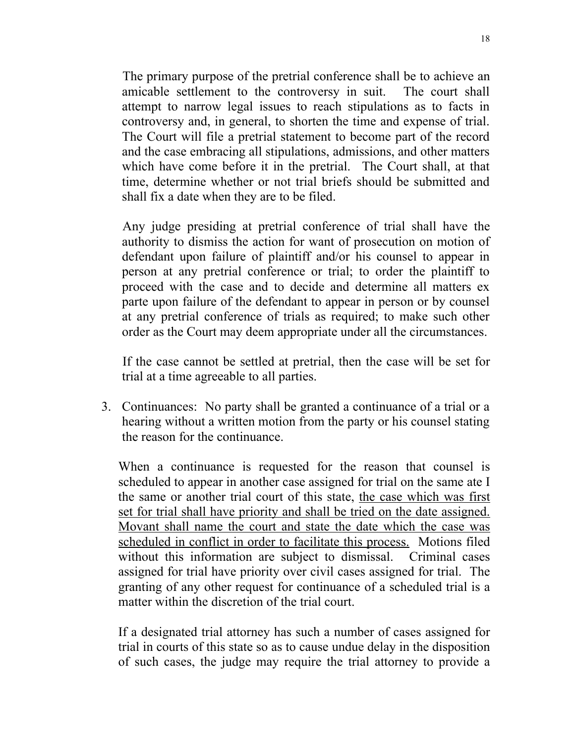The primary purpose of the pretrial conference shall be to achieve an amicable settlement to the controversy in suit. The court shall attempt to narrow legal issues to reach stipulations as to facts in controversy and, in general, to shorten the time and expense of trial. The Court will file a pretrial statement to become part of the record and the case embracing all stipulations, admissions, and other matters which have come before it in the pretrial. The Court shall, at that time, determine whether or not trial briefs should be submitted and shall fix a date when they are to be filed.

Any judge presiding at pretrial conference of trial shall have the authority to dismiss the action for want of prosecution on motion of defendant upon failure of plaintiff and/or his counsel to appear in person at any pretrial conference or trial; to order the plaintiff to proceed with the case and to decide and determine all matters ex parte upon failure of the defendant to appear in person or by counsel at any pretrial conference of trials as required; to make such other order as the Court may deem appropriate under all the circumstances.

If the case cannot be settled at pretrial, then the case will be set for trial at a time agreeable to all parties.

3. Continuances: No party shall be granted a continuance of a trial or a hearing without a written motion from the party or his counsel stating the reason for the continuance.

When a continuance is requested for the reason that counsel is scheduled to appear in another case assigned for trial on the same ate I the same or another trial court of this state, <u>the case which was first set for trial shall have priority and shall be tried on the date assigned. Movant shall name the court and state the date which the case was scheduled in conflict in order to facilitate this process.</u> Motions filed without this information are subject to dismissal. Criminal cases assigned for trial have priority over civil cases assigned for trial. The granting of any other request for continuance of a scheduled trial is a matter within the discretion of the trial court.

If a designated trial attorney has such a number of cases assigned for trial in courts of this state so as to cause undue delay in the disposition of such cases, the judge may require the trial attorney to provide a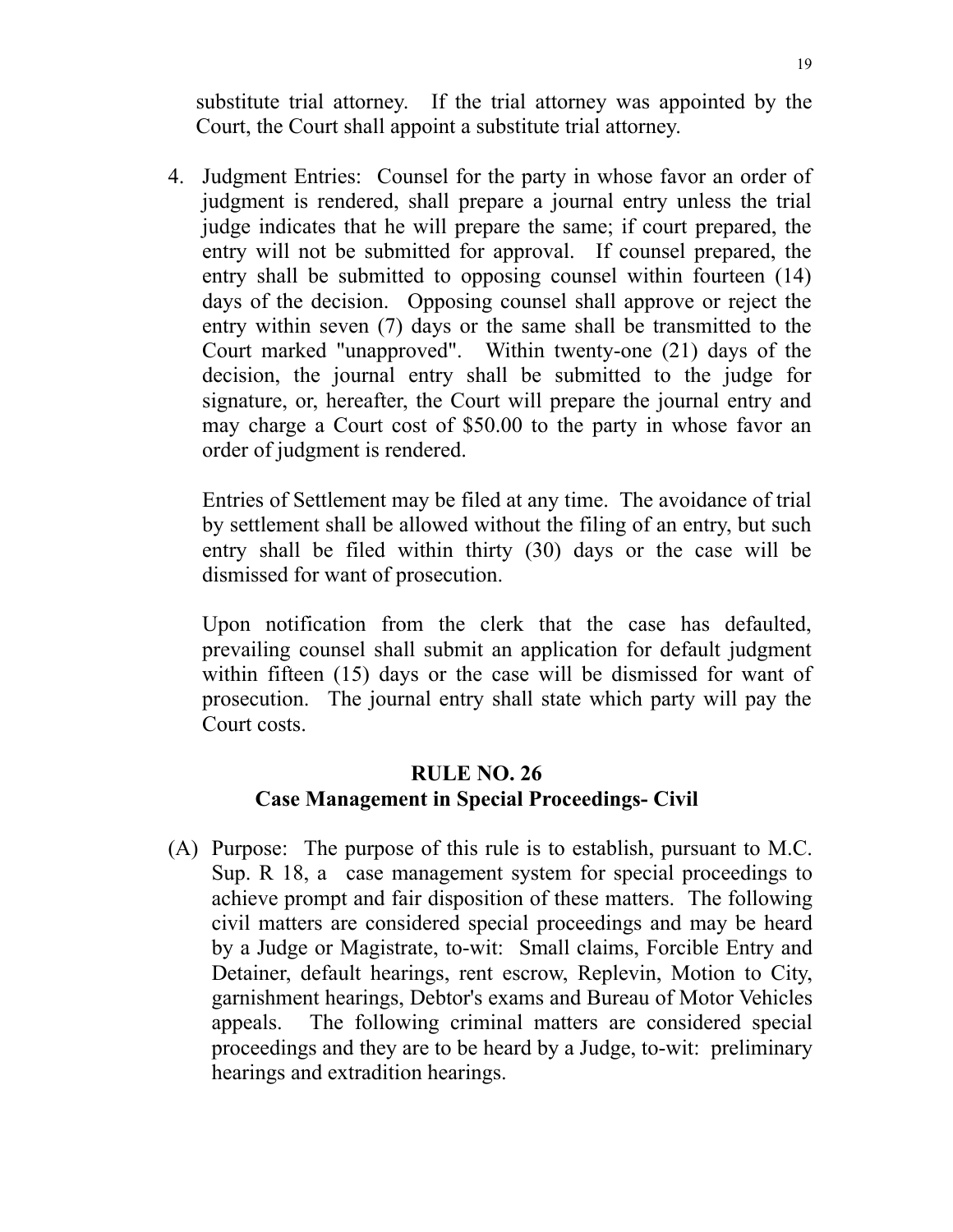substitute trial attorney. If the trial attorney was appointed by the Court, the Court shall appoint a substitute trial attorney.

4. Judgment Entries: Counsel for the party in whose favor an order of judgment is rendered, shall prepare a journal entry unless the trial judge indicates that he will prepare the same; if court prepared, the entry will not be submitted for approval. If counsel prepared, the entry shall be submitted to opposing counsel within fourteen (14) days of the decision. Opposing counsel shall approve or reject the entry within seven (7) days or the same shall be transmitted to the Court marked "unapproved". Within twenty-one (21) days of the decision, the journal entry shall be submitted to the judge for signature, or, hereafter, the Court will prepare the journal entry and may charge a Court cost of $50.00 to the party in whose favor an order of judgment is rendered.

   Entries of Settlement may be filed at any time. The avoidance of trial by settlement shall be allowed without the filing of an entry, but such entry shall be filed within thirty (30) days or the case will be dismissed for want of prosecution.

   Upon notification from the clerk that the case has defaulted, prevailing counsel shall submit an application for default judgment within fifteen (15) days or the case will be dismissed for want of prosecution. The journal entry shall state which party will pay the Court costs.

## RULE NO. 26
### Case Management in Special Proceedings- Civil

(A) Purpose: The purpose of this rule is to establish, pursuant to M.C. Sup. R 18, a case management system for special proceedings to achieve prompt and fair disposition of these matters. The following civil matters are considered special proceedings and may be heard by a Judge or Magistrate, to-wit: Small claims, Forcible Entry and Detainer, default hearings, rent escrow, Replevin, Motion to City, garnishment hearings, Debtor's exams and Bureau of Motor Vehicles appeals. The following criminal matters are considered special proceedings and they are to be heard by a Judge, to-wit: preliminary hearings and extradition hearings.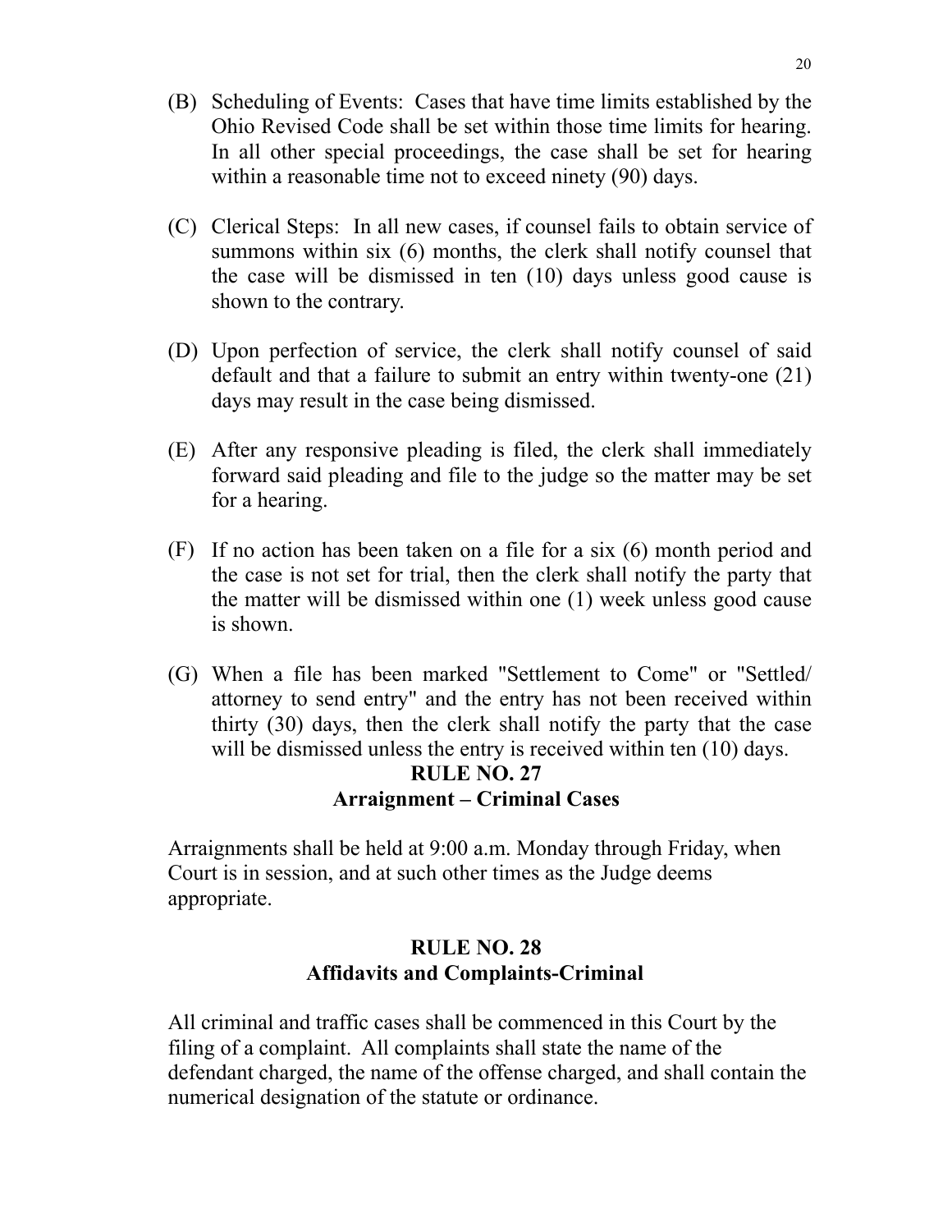(B) Scheduling of Events: Cases that have time limits established by the Ohio Revised Code shall be set within those time limits for hearing. In all other special proceedings, the case shall be set for hearing within a reasonable time not to exceed ninety (90) days.

(C) Clerical Steps: In all new cases, if counsel fails to obtain service of summons within six (6) months, the clerk shall notify counsel that the case will be dismissed in ten (10) days unless good cause is shown to the contrary.

(D) Upon perfection of service, the clerk shall notify counsel of said default and that a failure to submit an entry within twenty-one (21) days may result in the case being dismissed.

(E) After any responsive pleading is filed, the clerk shall immediately forward said pleading and file to the judge so the matter may be set for a hearing.

(F) If no action has been taken on a file for a six (6) month period and the case is not set for trial, then the clerk shall notify the party that the matter will be dismissed within one (1) week unless good cause is shown.

(G) When a file has been marked "Settlement to Come" or "Settled/ attorney to send entry" and the entry has not been received within thirty (30) days, then the clerk shall notify the party that the case will be dismissed unless the entry is received within ten (10) days.

## RULE NO. 27
## Arraignment – Criminal Cases

Arraignments shall be held at 9:00 a.m. Monday through Friday, when Court is in session, and at such other times as the Judge deems appropriate.

## RULE NO. 28
## Affidavits and Complaints-Criminal

All criminal and traffic cases shall be commenced in this Court by the filing of a complaint. All complaints shall state the name of the defendant charged, the name of the offense charged, and shall contain the numerical designation of the statute or ordinance.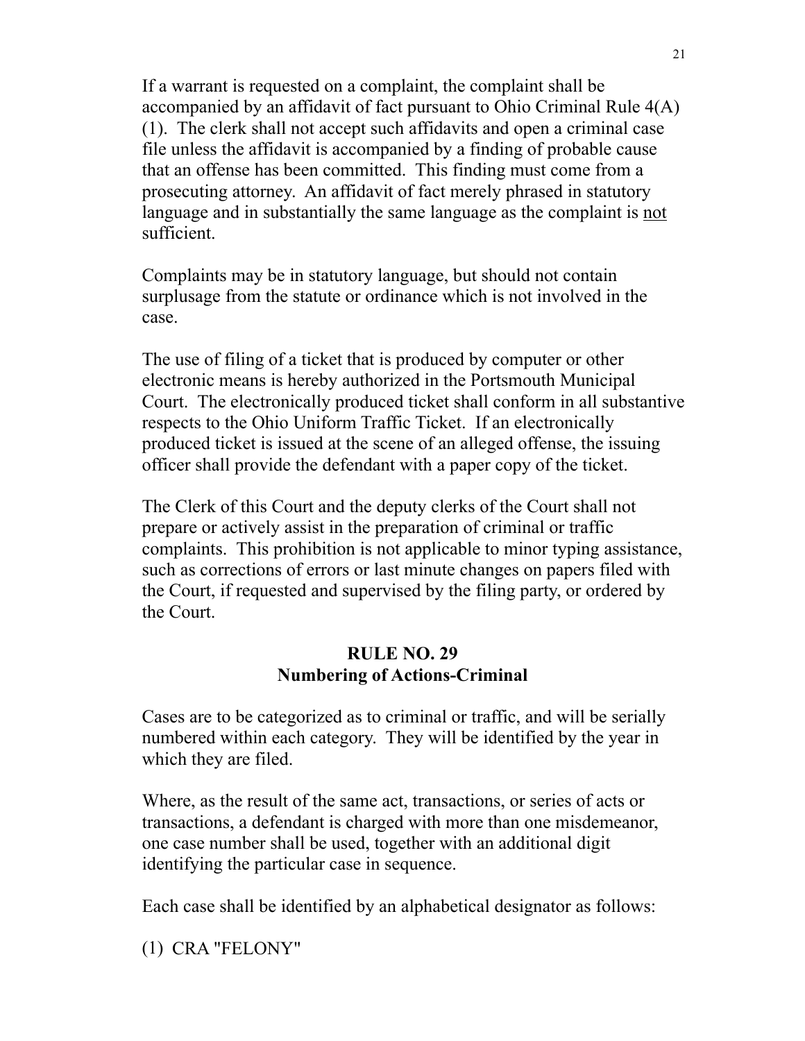If a warrant is requested on a complaint, the complaint shall be accompanied by an affidavit of fact pursuant to Ohio Criminal Rule 4(A)(1). The clerk shall not accept such affidavits and open a criminal case file unless the affidavit is accompanied by a finding of probable cause that an offense has been committed. This finding must come from a prosecuting attorney. An affidavit of fact merely phrased in statutory language and in substantially the same language as the complaint is <u>not</u> sufficient.

Complaints may be in statutory language, but should not contain surplusage from the statute or ordinance which is not involved in the case.

The use of filing of a ticket that is produced by computer or other electronic means is hereby authorized in the Portsmouth Municipal Court. The electronically produced ticket shall conform in all substantive respects to the Ohio Uniform Traffic Ticket. If an electronically produced ticket is issued at the scene of an alleged offense, the issuing officer shall provide the defendant with a paper copy of the ticket.

The Clerk of this Court and the deputy clerks of the Court shall not prepare or actively assist in the preparation of criminal or traffic complaints. This prohibition is not applicable to minor typing assistance, such as corrections of errors or last minute changes on papers filed with the Court, if requested and supervised by the filing party, or ordered by the Court.

## RULE NO. 29
## Numbering of Actions-Criminal

Cases are to be categorized as to criminal or traffic, and will be serially numbered within each category. They will be identified by the year in which they are filed.

Where, as the result of the same act, transactions, or series of acts or transactions, a defendant is charged with more than one misdemeanor, one case number shall be used, together with an additional digit identifying the particular case in sequence.

Each case shall be identified by an alphabetical designator as follows:

(1) CRA "FELONY"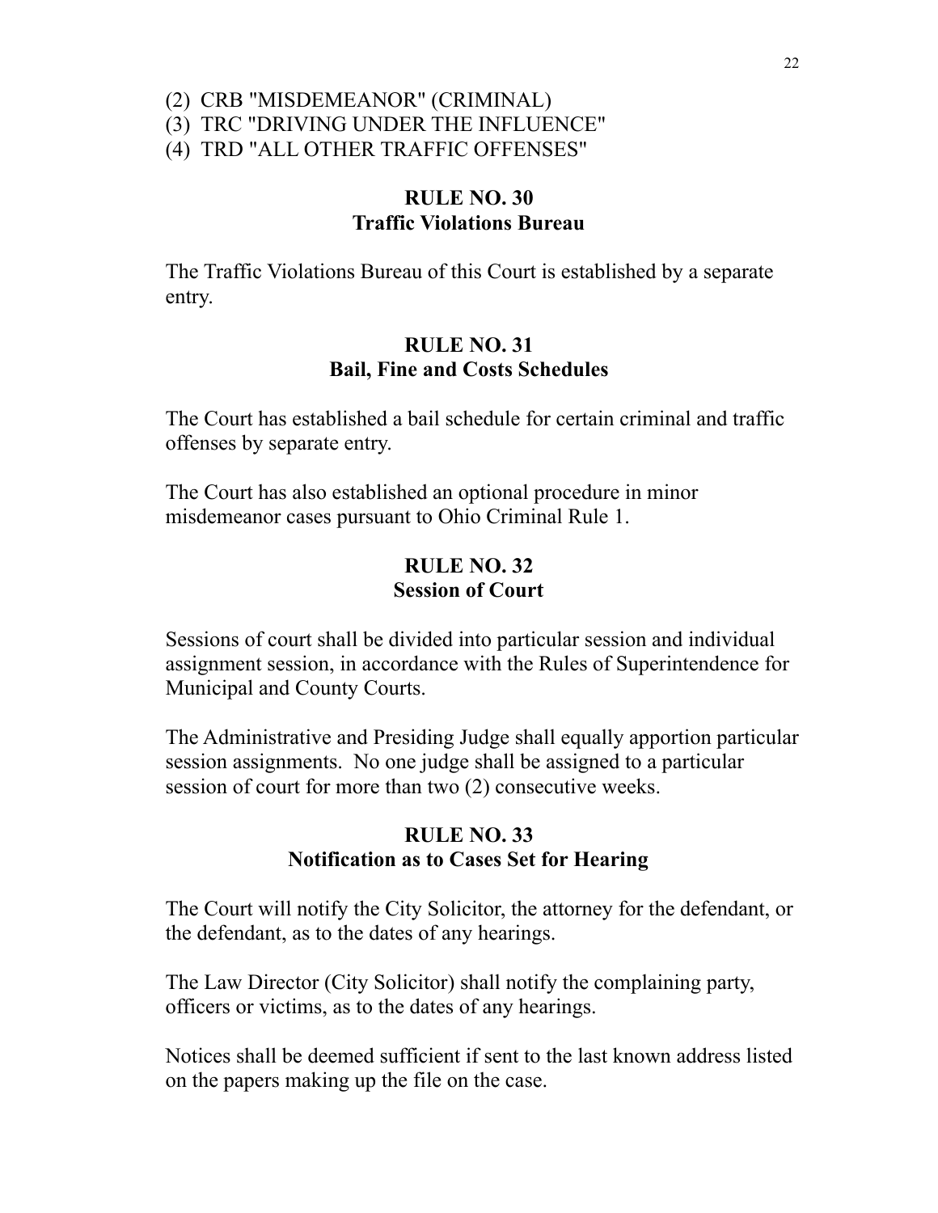(2) CRB "MISDEMEANOR" (CRIMINAL)
(3) TRC "DRIVING UNDER THE INFLUENCE"
(4) TRD "ALL OTHER TRAFFIC OFFENSES"

## RULE NO. 30
## Traffic Violations Bureau

The Traffic Violations Bureau of this Court is established by a separate entry.

## RULE NO. 31
## Bail, Fine and Costs Schedules

The Court has established a bail schedule for certain criminal and traffic offenses by separate entry.

The Court has also established an optional procedure in minor misdemeanor cases pursuant to Ohio Criminal Rule 1.

## RULE NO. 32
## Session of Court

Sessions of court shall be divided into particular session and individual assignment session, in accordance with the Rules of Superintendence for Municipal and County Courts.

The Administrative and Presiding Judge shall equally apportion particular session assignments. No one judge shall be assigned to a particular session of court for more than two (2) consecutive weeks.

## RULE NO. 33
## Notification as to Cases Set for Hearing

The Court will notify the City Solicitor, the attorney for the defendant, or the defendant, as to the dates of any hearings.

The Law Director (City Solicitor) shall notify the complaining party, officers or victims, as to the dates of any hearings.

Notices shall be deemed sufficient if sent to the last known address listed on the papers making up the file on the case.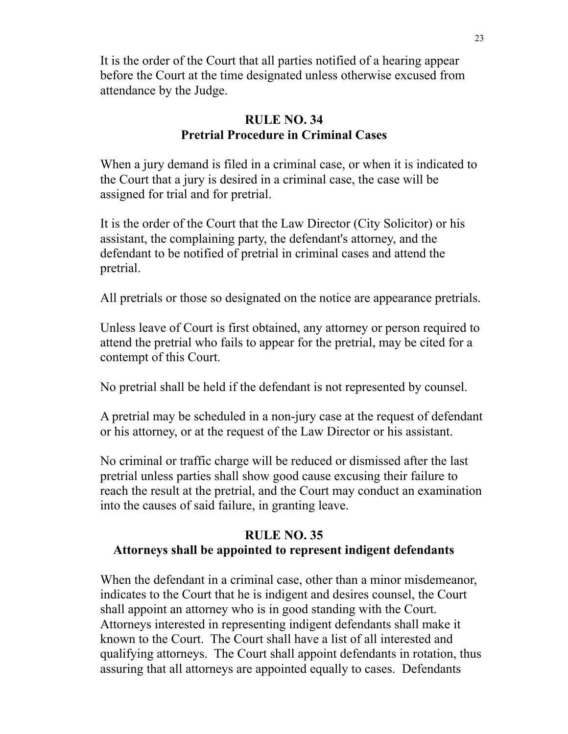It is the order of the Court that all parties notified of a hearing appear before the Court at the time designated unless otherwise excused from attendance by the Judge.

## RULE NO. 34
## Pretrial Procedure in Criminal Cases

When a jury demand is filed in a criminal case, or when it is indicated to the Court that a jury is desired in a criminal case, the case will be assigned for trial and for pretrial.

It is the order of the Court that the Law Director (City Solicitor) or his assistant, the complaining party, the defendant's attorney, and the defendant to be notified of pretrial in criminal cases and attend the pretrial.

All pretrials or those so designated on the notice are appearance pretrials.

Unless leave of Court is first obtained, any attorney or person required to attend the pretrial who fails to appear for the pretrial, may be cited for a contempt of this Court.

No pretrial shall be held if the defendant is not represented by counsel.

A pretrial may be scheduled in a non-jury case at the request of defendant or his attorney, or at the request of the Law Director or his assistant.

No criminal or traffic charge will be reduced or dismissed after the last pretrial unless parties shall show good cause excusing their failure to reach the result at the pretrial, and the Court may conduct an examination into the causes of said failure, in granting leave.

## RULE NO. 35
## Attorneys shall be appointed to represent indigent defendants

When the defendant in a criminal case, other than a minor misdemeanor, indicates to the Court that he is indigent and desires counsel, the Court shall appoint an attorney who is in good standing with the Court. Attorneys interested in representing indigent defendants shall make it known to the Court. The Court shall have a list of all interested and qualifying attorneys. The Court shall appoint defendants in rotation, thus assuring that all attorneys are appointed equally to cases. Defendants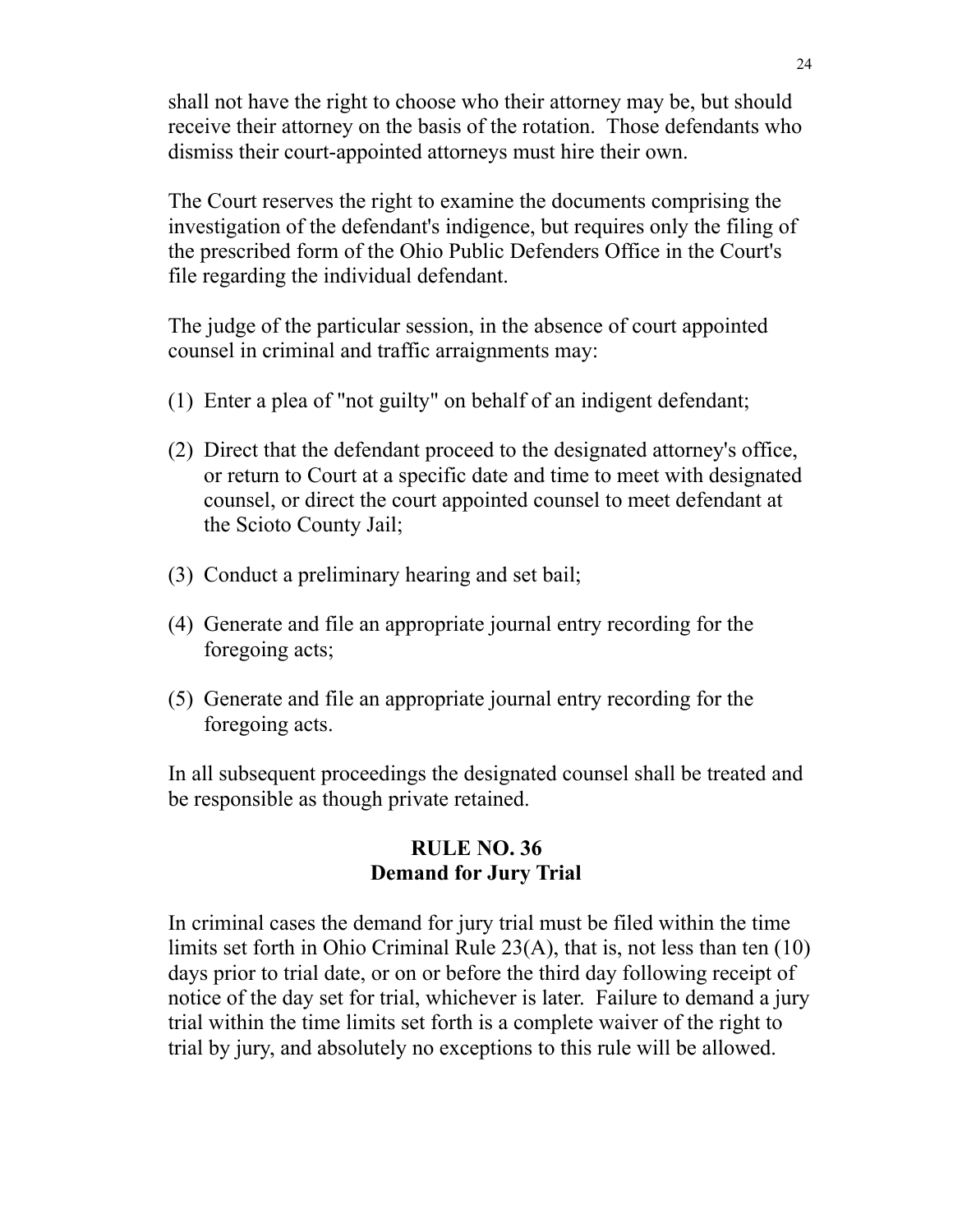shall not have the right to choose who their attorney may be, but should receive their attorney on the basis of the rotation. Those defendants who dismiss their court-appointed attorneys must hire their own.

The Court reserves the right to examine the documents comprising the investigation of the defendant's indigence, but requires only the filing of the prescribed form of the Ohio Public Defenders Office in the Court's file regarding the individual defendant.

The judge of the particular session, in the absence of court appointed counsel in criminal and traffic arraignments may:

(1) Enter a plea of "not guilty" on behalf of an indigent defendant;

(2) Direct that the defendant proceed to the designated attorney's office, or return to Court at a specific date and time to meet with designated counsel, or direct the court appointed counsel to meet defendant at the Scioto County Jail;

(3) Conduct a preliminary hearing and set bail;

(4) Generate and file an appropriate journal entry recording for the foregoing acts;

(5) Generate and file an appropriate journal entry recording for the foregoing acts.

In all subsequent proceedings the designated counsel shall be treated and be responsible as though private retained.

## RULE NO. 36
## Demand for Jury Trial

In criminal cases the demand for jury trial must be filed within the time limits set forth in Ohio Criminal Rule 23(A), that is, not less than ten (10) days prior to trial date, or on or before the third day following receipt of notice of the day set for trial, whichever is later. Failure to demand a jury trial within the time limits set forth is a complete waiver of the right to trial by jury, and absolutely no exceptions to this rule will be allowed.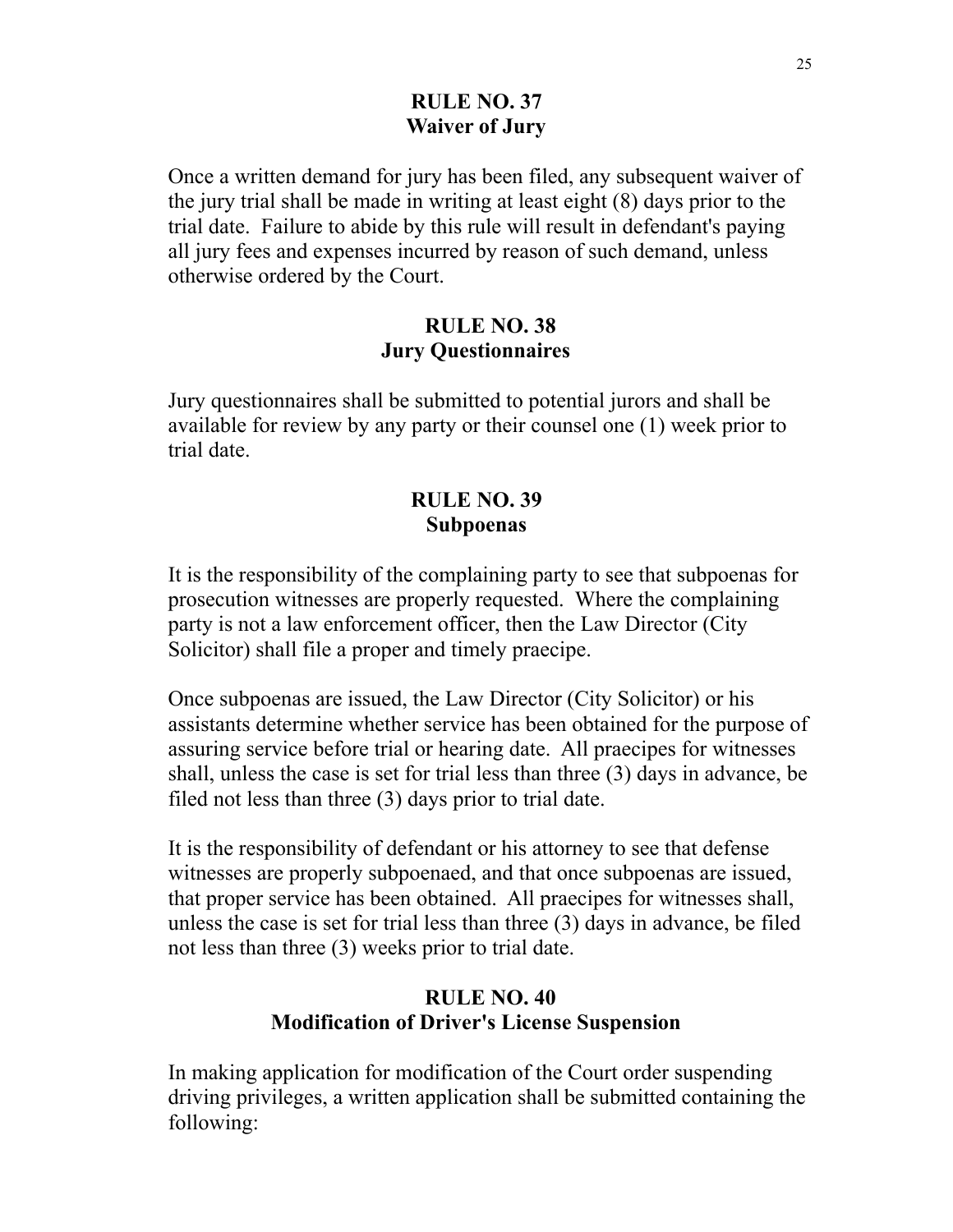## RULE NO. 37
## Waiver of Jury

Once a written demand for jury has been filed, any subsequent waiver of the jury trial shall be made in writing at least eight (8) days prior to the trial date. Failure to abide by this rule will result in defendant's paying all jury fees and expenses incurred by reason of such demand, unless otherwise ordered by the Court.

## RULE NO. 38
## Jury Questionnaires

Jury questionnaires shall be submitted to potential jurors and shall be available for review by any party or their counsel one (1) week prior to trial date.

## RULE NO. 39
## Subpoenas

It is the responsibility of the complaining party to see that subpoenas for prosecution witnesses are properly requested. Where the complaining party is not a law enforcement officer, then the Law Director (City Solicitor) shall file a proper and timely praecipe.

Once subpoenas are issued, the Law Director (City Solicitor) or his assistants determine whether service has been obtained for the purpose of assuring service before trial or hearing date. All praecipes for witnesses shall, unless the case is set for trial less than three (3) days in advance, be filed not less than three (3) days prior to trial date.

It is the responsibility of defendant or his attorney to see that defense witnesses are properly subpoenaed, and that once subpoenas are issued, that proper service has been obtained. All praecipes for witnesses shall, unless the case is set for trial less than three (3) days in advance, be filed not less than three (3) weeks prior to trial date.

## RULE NO. 40
## Modification of Driver's License Suspension

In making application for modification of the Court order suspending driving privileges, a written application shall be submitted containing the following: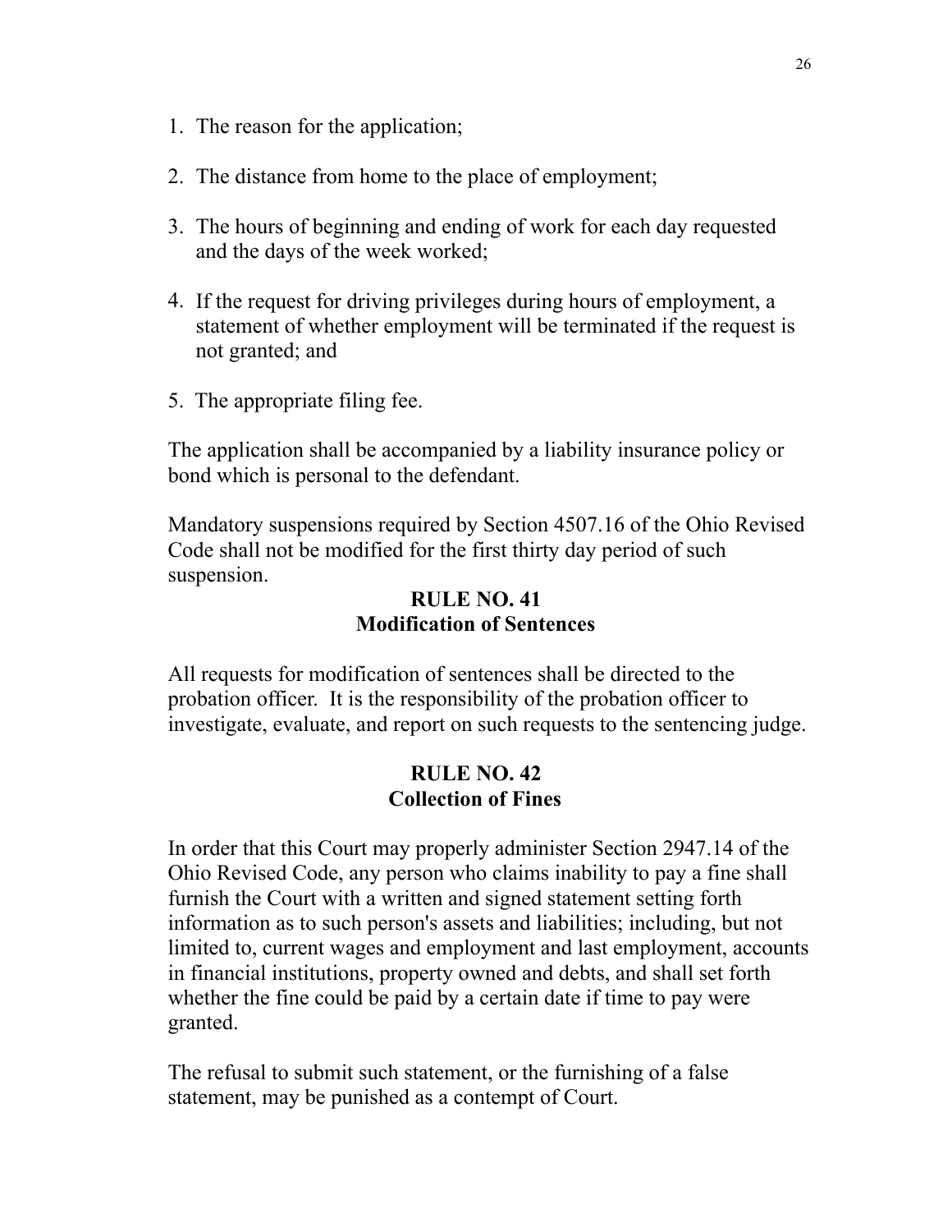1. The reason for the application;

2. The distance from home to the place of employment;

3. The hours of beginning and ending of work for each day requested and the days of the week worked;

4. If the request for driving privileges during hours of employment, a statement of whether employment will be terminated if the request is not granted; and

5. The appropriate filing fee.

The application shall be accompanied by a liability insurance policy or bond which is personal to the defendant.

Mandatory suspensions required by Section 4507.16 of the Ohio Revised Code shall not be modified for the first thirty day period of such suspension.

## RULE NO. 41
## Modification of Sentences

All requests for modification of sentences shall be directed to the probation officer. It is the responsibility of the probation officer to investigate, evaluate, and report on such requests to the sentencing judge.

## RULE NO. 42
## Collection of Fines

In order that this Court may properly administer Section 2947.14 of the Ohio Revised Code, any person who claims inability to pay a fine shall furnish the Court with a written and signed statement setting forth information as to such person's assets and liabilities; including, but not limited to, current wages and employment and last employment, accounts in financial institutions, property owned and debts, and shall set forth whether the fine could be paid by a certain date if time to pay were granted.

The refusal to submit such statement, or the furnishing of a false statement, may be punished as a contempt of Court.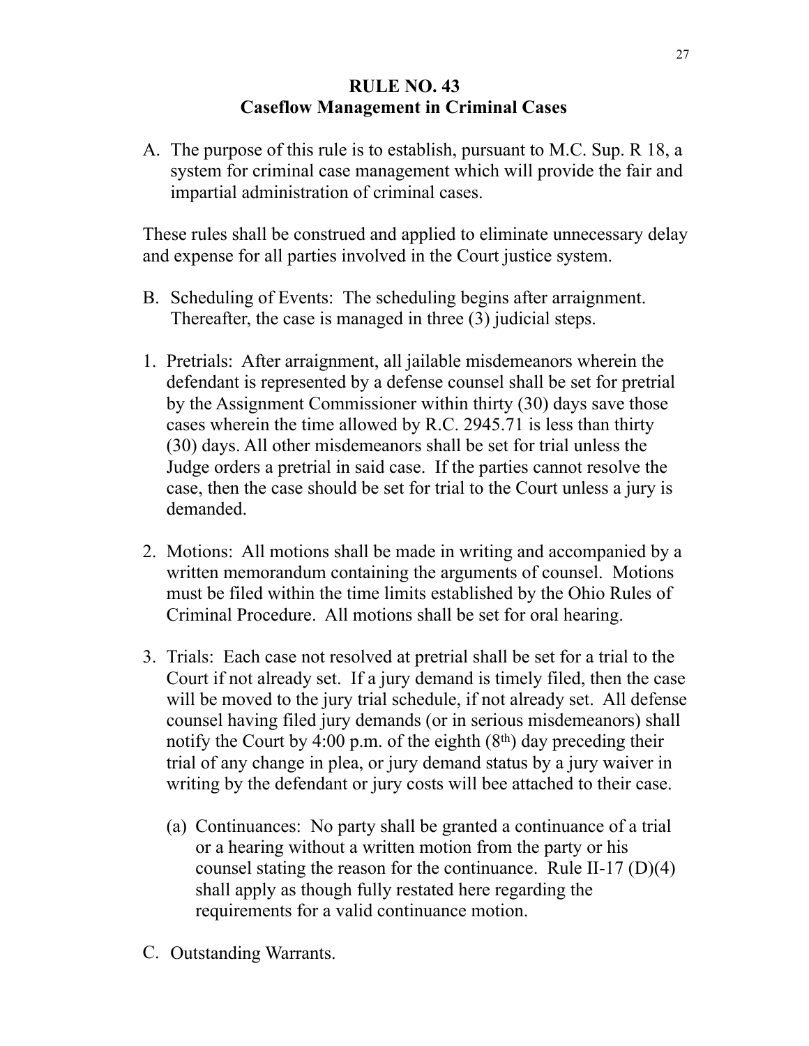# RULE NO. 43
## Caseflow Management in Criminal Cases

A. The purpose of this rule is to establish, pursuant to M.C. Sup. R 18, a system for criminal case management which will provide the fair and impartial administration of criminal cases.

These rules shall be construed and applied to eliminate unnecessary delay and expense for all parties involved in the Court justice system.

B. Scheduling of Events: The scheduling begins after arraignment. Thereafter, the case is managed in three (3) judicial steps.

1. Pretrials: After arraignment, all jailable misdemeanors wherein the defendant is represented by a defense counsel shall be set for pretrial by the Assignment Commissioner within thirty (30) days save those cases wherein the time allowed by R.C. 2945.71 is less than thirty (30) days. All other misdemeanors shall be set for trial unless the Judge orders a pretrial in said case. If the parties cannot resolve the case, then the case should be set for trial to the Court unless a jury is demanded.

2. Motions: All motions shall be made in writing and accompanied by a written memorandum containing the arguments of counsel. Motions must be filed within the time limits established by the Ohio Rules of Criminal Procedure. All motions shall be set for oral hearing.

3. Trials: Each case not resolved at pretrial shall be set for a trial to the Court if not already set. If a jury demand is timely filed, then the case will be moved to the jury trial schedule, if not already set. All defense counsel having filed jury demands (or in serious misdemeanors) shall notify the Court by 4:00 p.m. of the eighth (8th) day preceding their trial of any change in plea, or jury demand status by a jury waiver in writing by the defendant or jury costs will bee attached to their case.

   (a) Continuances: No party shall be granted a continuance of a trial or a hearing without a written motion from the party or his counsel stating the reason for the continuance. Rule II-17 (D)(4) shall apply as though fully restated here regarding the requirements for a valid continuance motion.

C. Outstanding Warrants.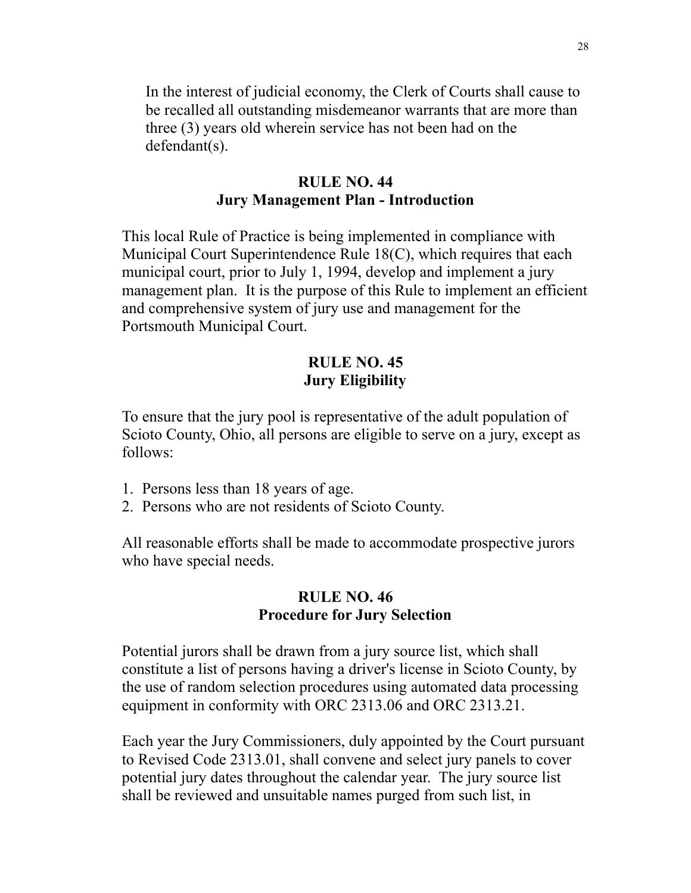In the interest of judicial economy, the Clerk of Courts shall cause to be recalled all outstanding misdemeanor warrants that are more than three (3) years old wherein service has not been had on the defendant(s).

## RULE NO. 44
## Jury Management Plan - Introduction

This local Rule of Practice is being implemented in compliance with Municipal Court Superintendence Rule 18(C), which requires that each municipal court, prior to July 1, 1994, develop and implement a jury management plan. It is the purpose of this Rule to implement an efficient and comprehensive system of jury use and management for the Portsmouth Municipal Court.

## RULE NO. 45
## Jury Eligibility

To ensure that the jury pool is representative of the adult population of Scioto County, Ohio, all persons are eligible to serve on a jury, except as follows:

1. Persons less than 18 years of age.
2. Persons who are not residents of Scioto County.

All reasonable efforts shall be made to accommodate prospective jurors who have special needs.

## RULE NO. 46
## Procedure for Jury Selection

Potential jurors shall be drawn from a jury source list, which shall constitute a list of persons having a driver's license in Scioto County, by the use of random selection procedures using automated data processing equipment in conformity with ORC 2313.06 and ORC 2313.21.

Each year the Jury Commissioners, duly appointed by the Court pursuant to Revised Code 2313.01, shall convene and select jury panels to cover potential jury dates throughout the calendar year. The jury source list shall be reviewed and unsuitable names purged from such list, in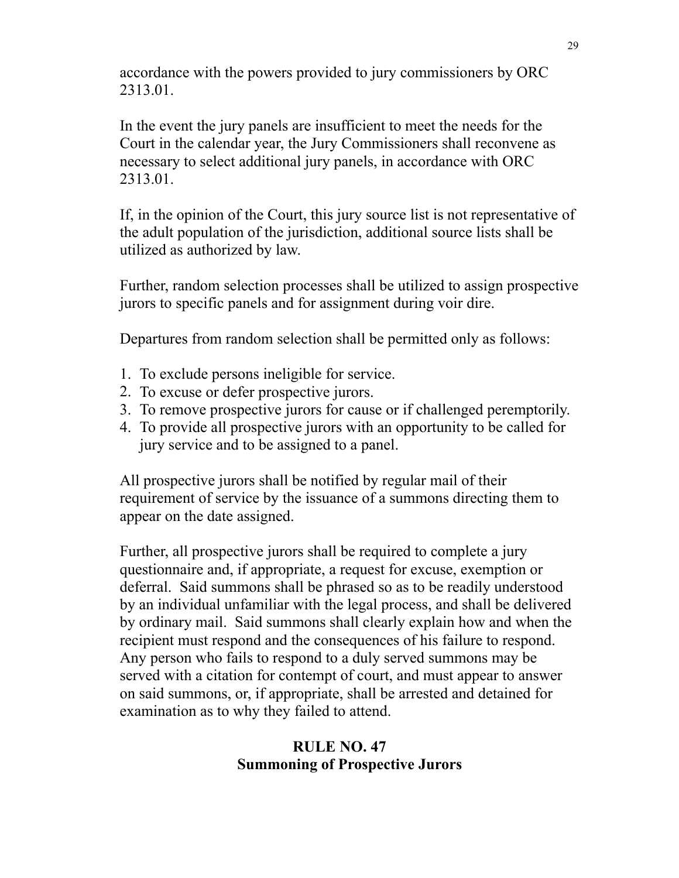accordance with the powers provided to jury commissioners by ORC 2313.01.

In the event the jury panels are insufficient to meet the needs for the Court in the calendar year, the Jury Commissioners shall reconvene as necessary to select additional jury panels, in accordance with ORC 2313.01.

If, in the opinion of the Court, this jury source list is not representative of the adult population of the jurisdiction, additional source lists shall be utilized as authorized by law.

Further, random selection processes shall be utilized to assign prospective jurors to specific panels and for assignment during voir dire.

Departures from random selection shall be permitted only as follows:

1. To exclude persons ineligible for service.
2. To excuse or defer prospective jurors.
3. To remove prospective jurors for cause or if challenged peremptorily.
4. To provide all prospective jurors with an opportunity to be called for jury service and to be assigned to a panel.

All prospective jurors shall be notified by regular mail of their requirement of service by the issuance of a summons directing them to appear on the date assigned.

Further, all prospective jurors shall be required to complete a jury questionnaire and, if appropriate, a request for excuse, exemption or deferral. Said summons shall be phrased so as to be readily understood by an individual unfamiliar with the legal process, and shall be delivered by ordinary mail. Said summons shall clearly explain how and when the recipient must respond and the consequences of his failure to respond. Any person who fails to respond to a duly served summons may be served with a citation for contempt of court, and must appear to answer on said summons, or, if appropriate, shall be arrested and detained for examination as to why they failed to attend.

## RULE NO. 47
## Summoning of Prospective Jurors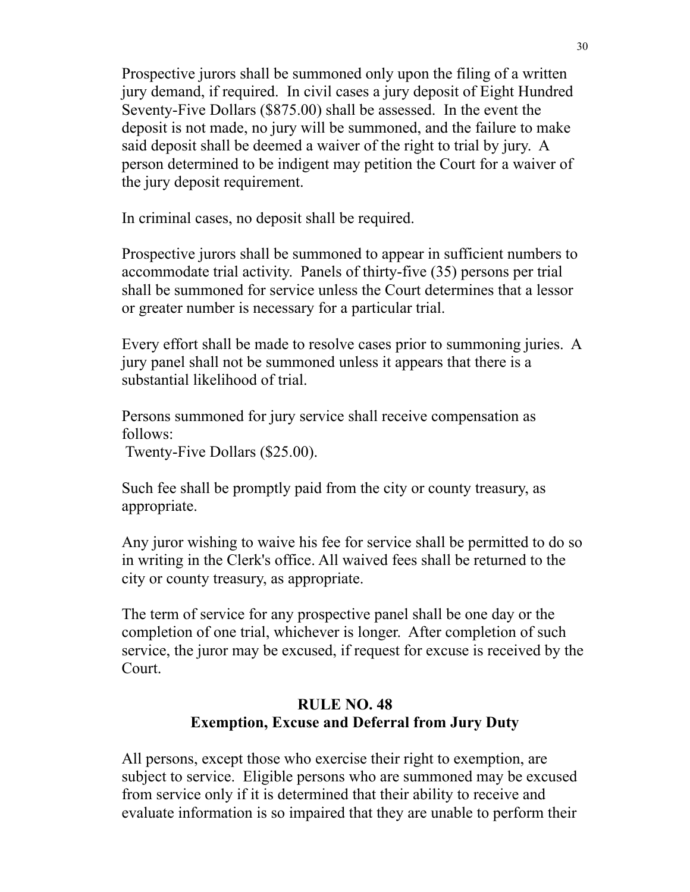Prospective jurors shall be summoned only upon the filing of a written jury demand, if required. In civil cases a jury deposit of Eight Hundred Seventy-Five Dollars ($875.00) shall be assessed. In the event the deposit is not made, no jury will be summoned, and the failure to make said deposit shall be deemed a waiver of the right to trial by jury. A person determined to be indigent may petition the Court for a waiver of the jury deposit requirement.

In criminal cases, no deposit shall be required.

Prospective jurors shall be summoned to appear in sufficient numbers to accommodate trial activity. Panels of thirty-five (35) persons per trial shall be summoned for service unless the Court determines that a lessor or greater number is necessary for a particular trial.

Every effort shall be made to resolve cases prior to summoning juries. A jury panel shall not be summoned unless it appears that there is a substantial likelihood of trial.

Persons summoned for jury service shall receive compensation as follows:
Twenty-Five Dollars ($25.00).

Such fee shall be promptly paid from the city or county treasury, as appropriate.

Any juror wishing to waive his fee for service shall be permitted to do so in writing in the Clerk's office. All waived fees shall be returned to the city or county treasury, as appropriate.

The term of service for any prospective panel shall be one day or the completion of one trial, whichever is longer. After completion of such service, the juror may be excused, if request for excuse is received by the Court.

## RULE NO. 48
## Exemption, Excuse and Deferral from Jury Duty

All persons, except those who exercise their right to exemption, are subject to service. Eligible persons who are summoned may be excused from service only if it is determined that their ability to receive and evaluate information is so impaired that they are unable to perform their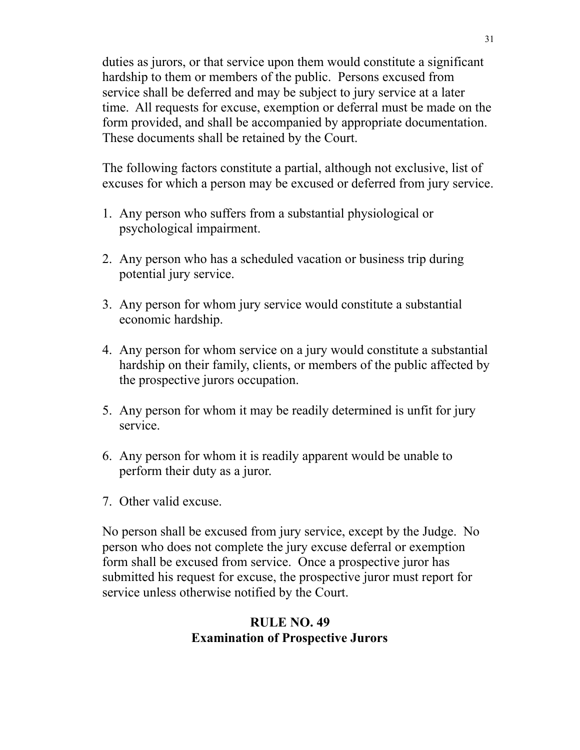duties as jurors, or that service upon them would constitute a significant hardship to them or members of the public. Persons excused from service shall be deferred and may be subject to jury service at a later time. All requests for excuse, exemption or deferral must be made on the form provided, and shall be accompanied by appropriate documentation. These documents shall be retained by the Court.

The following factors constitute a partial, although not exclusive, list of excuses for which a person may be excused or deferred from jury service.

1. Any person who suffers from a substantial physiological or psychological impairment.
2. Any person who has a scheduled vacation or business trip during potential jury service.
3. Any person for whom jury service would constitute a substantial economic hardship.
4. Any person for whom service on a jury would constitute a substantial hardship on their family, clients, or members of the public affected by the prospective jurors occupation.
5. Any person for whom it may be readily determined is unfit for jury service.
6. Any person for whom it is readily apparent would be unable to perform their duty as a juror.
7. Other valid excuse.

No person shall be excused from jury service, except by the Judge. No person who does not complete the jury excuse deferral or exemption form shall be excused from service. Once a prospective juror has submitted his request for excuse, the prospective juror must report for service unless otherwise notified by the Court.

## RULE NO. 49
## Examination of Prospective Jurors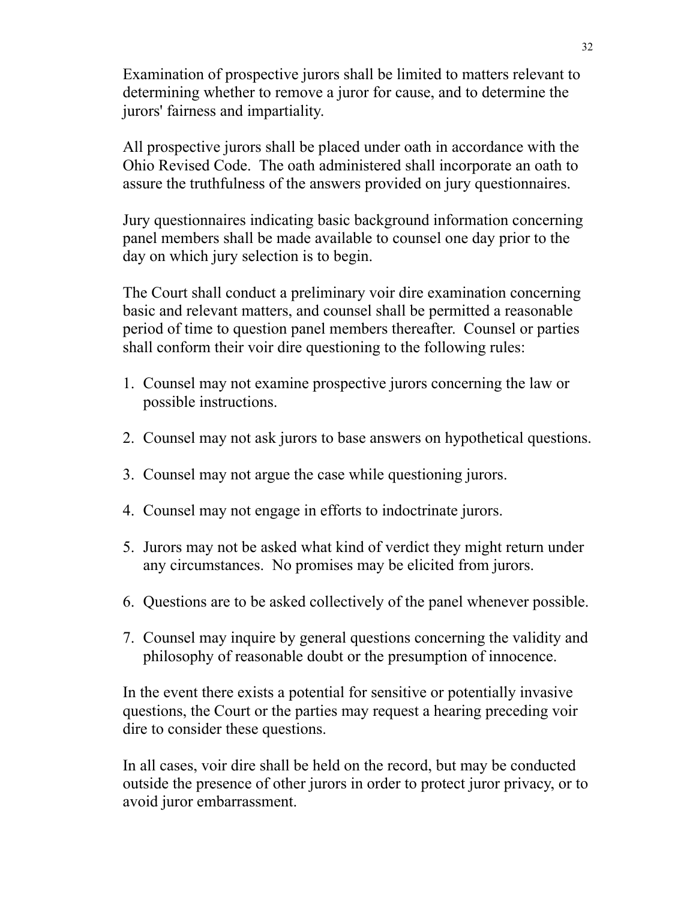Examination of prospective jurors shall be limited to matters relevant to determining whether to remove a juror for cause, and to determine the jurors' fairness and impartiality.

All prospective jurors shall be placed under oath in accordance with the Ohio Revised Code. The oath administered shall incorporate an oath to assure the truthfulness of the answers provided on jury questionnaires.

Jury questionnaires indicating basic background information concerning panel members shall be made available to counsel one day prior to the day on which jury selection is to begin.

The Court shall conduct a preliminary voir dire examination concerning basic and relevant matters, and counsel shall be permitted a reasonable period of time to question panel members thereafter. Counsel or parties shall conform their voir dire questioning to the following rules:

1. Counsel may not examine prospective jurors concerning the law or possible instructions.
2. Counsel may not ask jurors to base answers on hypothetical questions.
3. Counsel may not argue the case while questioning jurors.
4. Counsel may not engage in efforts to indoctrinate jurors.
5. Jurors may not be asked what kind of verdict they might return under any circumstances. No promises may be elicited from jurors.
6. Questions are to be asked collectively of the panel whenever possible.
7. Counsel may inquire by general questions concerning the validity and philosophy of reasonable doubt or the presumption of innocence.

In the event there exists a potential for sensitive or potentially invasive questions, the Court or the parties may request a hearing preceding voir dire to consider these questions.

In all cases, voir dire shall be held on the record, but may be conducted outside the presence of other jurors in order to protect juror privacy, or to avoid juror embarrassment.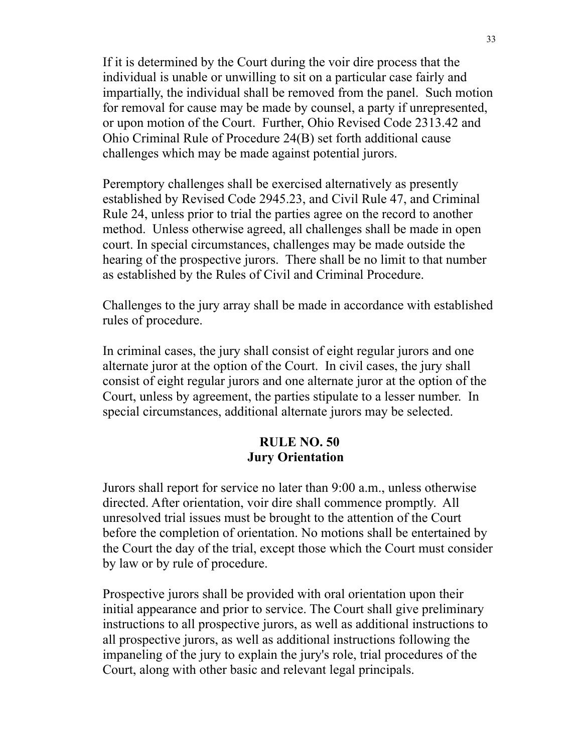If it is determined by the Court during the voir dire process that the individual is unable or unwilling to sit on a particular case fairly and impartially, the individual shall be removed from the panel. Such motion for removal for cause may be made by counsel, a party if unrepresented, or upon motion of the Court. Further, Ohio Revised Code 2313.42 and Ohio Criminal Rule of Procedure 24(B) set forth additional cause challenges which may be made against potential jurors.

Peremptory challenges shall be exercised alternatively as presently established by Revised Code 2945.23, and Civil Rule 47, and Criminal Rule 24, unless prior to trial the parties agree on the record to another method. Unless otherwise agreed, all challenges shall be made in open court. In special circumstances, challenges may be made outside the hearing of the prospective jurors. There shall be no limit to that number as established by the Rules of Civil and Criminal Procedure.

Challenges to the jury array shall be made in accordance with established rules of procedure.

In criminal cases, the jury shall consist of eight regular jurors and one alternate juror at the option of the Court. In civil cases, the jury shall consist of eight regular jurors and one alternate juror at the option of the Court, unless by agreement, the parties stipulate to a lesser number. In special circumstances, additional alternate jurors may be selected.

## RULE NO. 50
## Jury Orientation

Jurors shall report for service no later than 9:00 a.m., unless otherwise directed. After orientation, voir dire shall commence promptly. All unresolved trial issues must be brought to the attention of the Court before the completion of orientation. No motions shall be entertained by the Court the day of the trial, except those which the Court must consider by law or by rule of procedure.

Prospective jurors shall be provided with oral orientation upon their initial appearance and prior to service. The Court shall give preliminary instructions to all prospective jurors, as well as additional instructions to all prospective jurors, as well as additional instructions following the impaneling of the jury to explain the jury's role, trial procedures of the Court, along with other basic and relevant legal principals.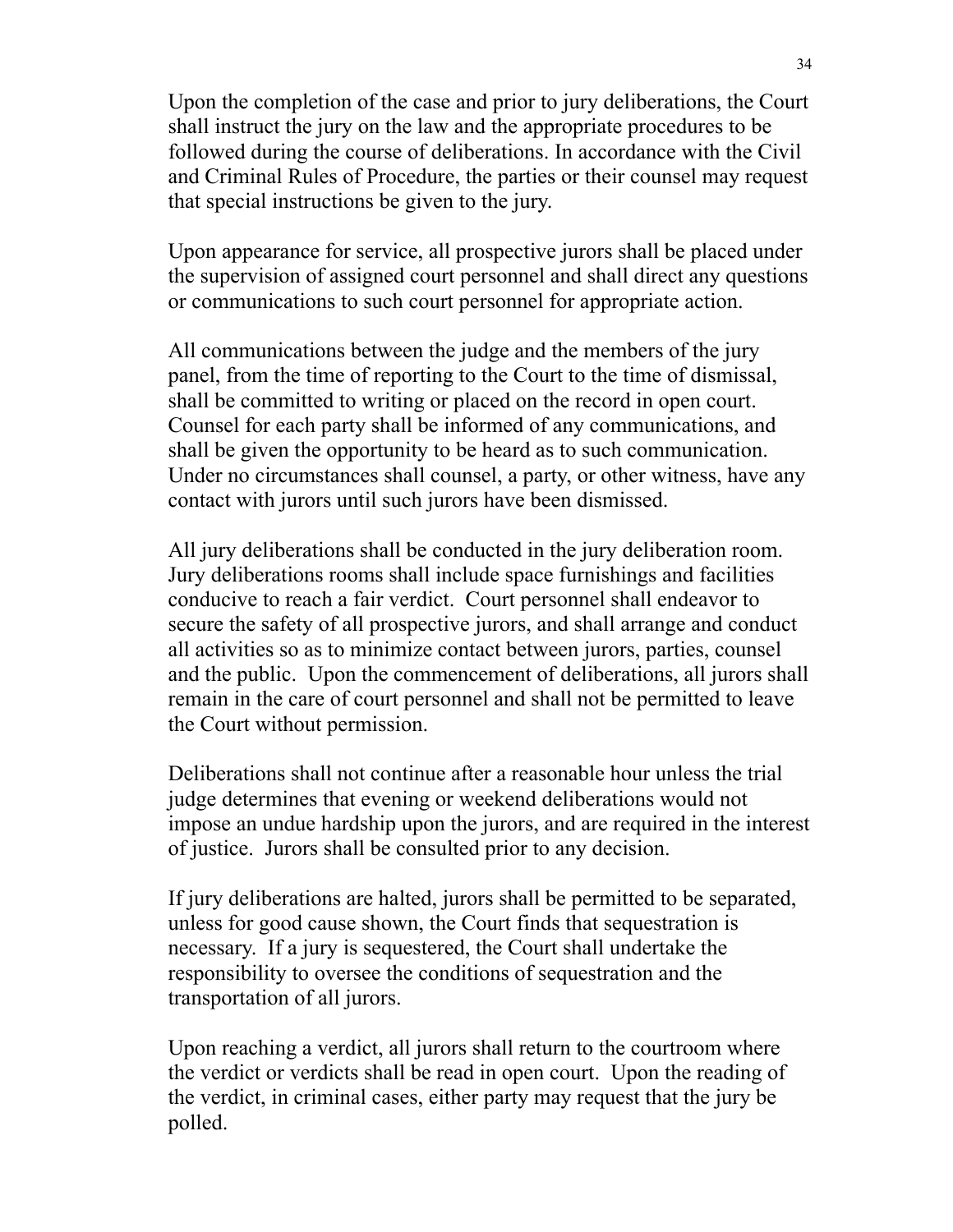Upon the completion of the case and prior to jury deliberations, the Court shall instruct the jury on the law and the appropriate procedures to be followed during the course of deliberations. In accordance with the Civil and Criminal Rules of Procedure, the parties or their counsel may request that special instructions be given to the jury.

Upon appearance for service, all prospective jurors shall be placed under the supervision of assigned court personnel and shall direct any questions or communications to such court personnel for appropriate action.

All communications between the judge and the members of the jury panel, from the time of reporting to the Court to the time of dismissal, shall be committed to writing or placed on the record in open court. Counsel for each party shall be informed of any communications, and shall be given the opportunity to be heard as to such communication. Under no circumstances shall counsel, a party, or other witness, have any contact with jurors until such jurors have been dismissed.

All jury deliberations shall be conducted in the jury deliberation room. Jury deliberations rooms shall include space furnishings and facilities conducive to reach a fair verdict. Court personnel shall endeavor to secure the safety of all prospective jurors, and shall arrange and conduct all activities so as to minimize contact between jurors, parties, counsel and the public. Upon the commencement of deliberations, all jurors shall remain in the care of court personnel and shall not be permitted to leave the Court without permission.

Deliberations shall not continue after a reasonable hour unless the trial judge determines that evening or weekend deliberations would not impose an undue hardship upon the jurors, and are required in the interest of justice. Jurors shall be consulted prior to any decision.

If jury deliberations are halted, jurors shall be permitted to be separated, unless for good cause shown, the Court finds that sequestration is necessary. If a jury is sequestered, the Court shall undertake the responsibility to oversee the conditions of sequestration and the transportation of all jurors.

Upon reaching a verdict, all jurors shall return to the courtroom where the verdict or verdicts shall be read in open court. Upon the reading of the verdict, in criminal cases, either party may request that the jury be polled.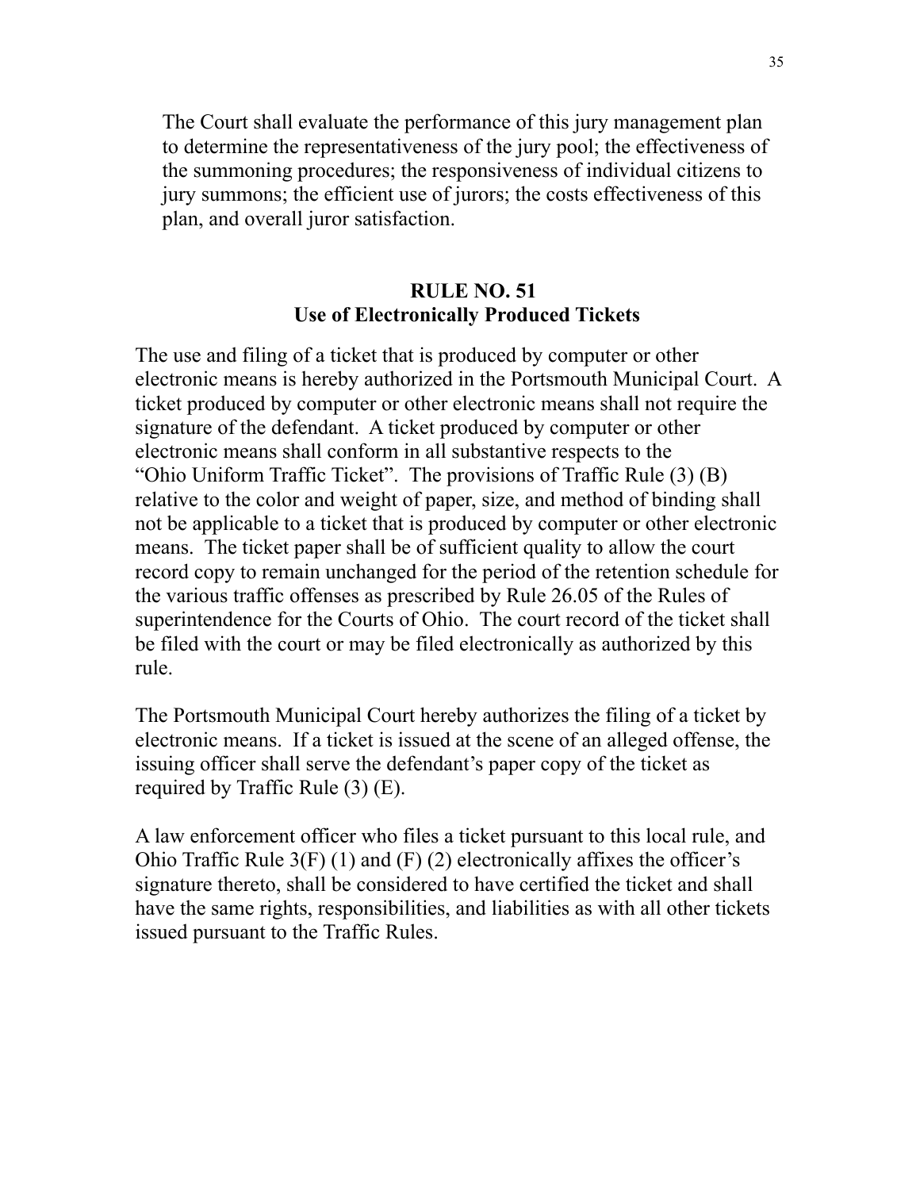The Court shall evaluate the performance of this jury management plan to determine the representativeness of the jury pool; the effectiveness of the summoning procedures; the responsiveness of individual citizens to jury summons; the efficient use of jurors; the costs effectiveness of this plan, and overall juror satisfaction.

## RULE NO. 51
## Use of Electronically Produced Tickets

The use and filing of a ticket that is produced by computer or other electronic means is hereby authorized in the Portsmouth Municipal Court. A ticket produced by computer or other electronic means shall not require the signature of the defendant. A ticket produced by computer or other electronic means shall conform in all substantive respects to the "Ohio Uniform Traffic Ticket". The provisions of Traffic Rule (3) (B) relative to the color and weight of paper, size, and method of binding shall not be applicable to a ticket that is produced by computer or other electronic means. The ticket paper shall be of sufficient quality to allow the court record copy to remain unchanged for the period of the retention schedule for the various traffic offenses as prescribed by Rule 26.05 of the Rules of superintendence for the Courts of Ohio. The court record of the ticket shall be filed with the court or may be filed electronically as authorized by this rule.

The Portsmouth Municipal Court hereby authorizes the filing of a ticket by electronic means. If a ticket is issued at the scene of an alleged offense, the issuing officer shall serve the defendant's paper copy of the ticket as required by Traffic Rule (3) (E).

A law enforcement officer who files a ticket pursuant to this local rule, and Ohio Traffic Rule 3(F) (1) and (F) (2) electronically affixes the officer's signature thereto, shall be considered to have certified the ticket and shall have the same rights, responsibilities, and liabilities as with all other tickets issued pursuant to the Traffic Rules.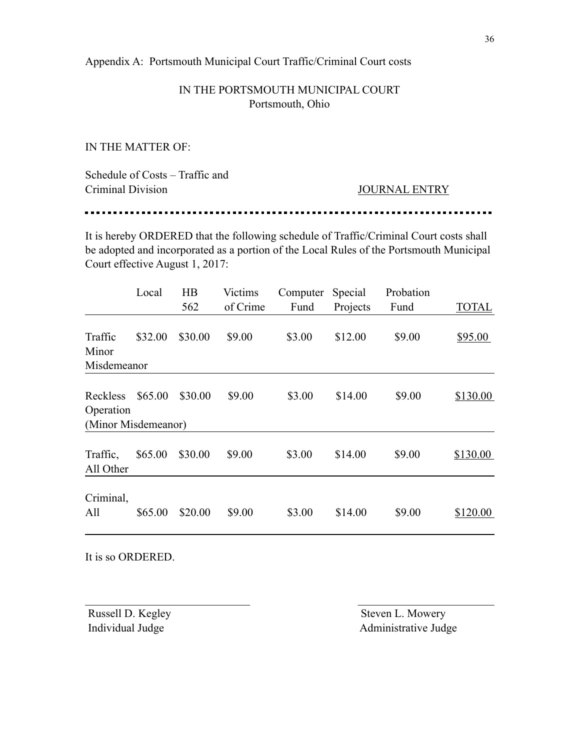Appendix A: Portsmouth Municipal Court Traffic/Criminal Court costs

IN THE PORTSMOUTH MUNICIPAL COURT
Portsmouth, Ohio

IN THE MATTER OF:

Schedule of Costs – Traffic and
Criminal Division

JOURNAL ENTRY

---

It is hereby ORDERED that the following schedule of Traffic/Criminal Court costs shall be adopted and incorporated as a portion of the Local Rules of the Portsmouth Municipal Court effective August 1, 2017:

| | Local | HB 562 | Victims of Crime | Computer Fund | Special Projects | Probation Fund | TOTAL |
|---|---|---|---|---|---|---|---|
| Traffic Minor Misdemeanor | $32.00 | $30.00 | $9.00 | $3.00 | $12.00 | $9.00 | $95.00 |
| Reckless Operation (Minor Misdemeanor) | $65.00 | $30.00 | $9.00 | $3.00 | $14.00 | $9.00 | $130.00 |
| Traffic, All Other | $65.00 | $30.00 | $9.00 | $3.00 | $14.00 | $9.00 | $130.00 |
| Criminal, All | $65.00 | $20.00 | $9.00 | $3.00 | $14.00 | $9.00 | $120.00 |

It is so ORDERED.

Russell D. Kegley
Individual Judge

Steven L. Mowery
Administrative Judge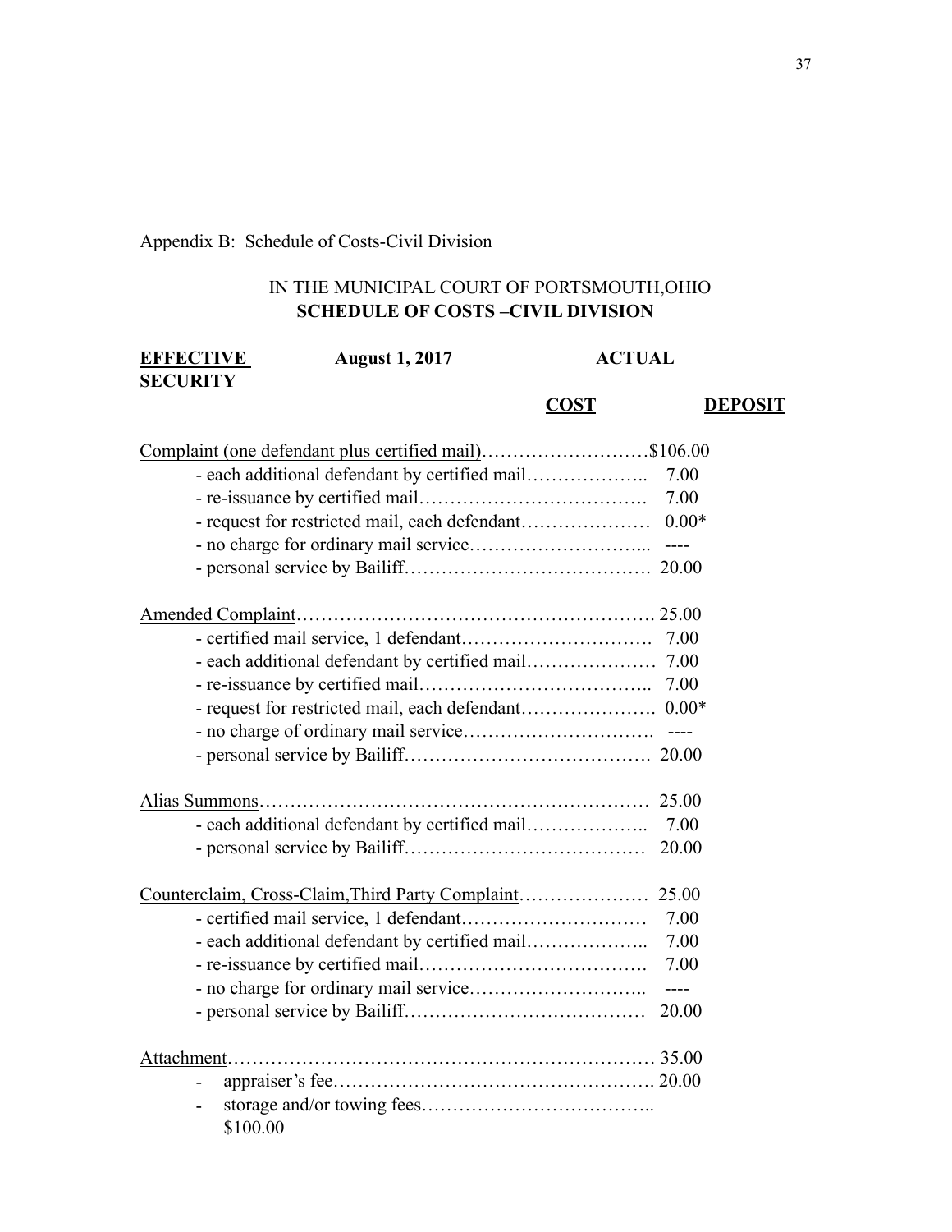Appendix B: Schedule of Costs-Civil Division

IN THE MUNICIPAL COURT OF PORTSMOUTH,OHIO
**SCHEDULE OF COSTS –CIVIL DIVISION**

| **EFFECTIVE SECURITY** | **August 1, 2017** | **ACTUAL COST** | **DEPOSIT** |
|---|---|---|---|
| Complaint (one defendant plus certified mail) | | | $106.00 |
| - each additional defendant by certified mail | | | 7.00 |
| - re-issuance by certified mail | | | 7.00 |
| - request for restricted mail, each defendant | | | 0.00* |
| - no charge for ordinary mail service | | | ---- |
| - personal service by Bailiff | | | 20.00 |
| Amended Complaint | | | 25.00 |
| - certified mail service, 1 defendant | | | 7.00 |
| - each additional defendant by certified mail | | | 7.00 |
| - re-issuance by certified mail | | | 7.00 |
| - request for restricted mail, each defendant | | | 0.00* |
| - no charge of ordinary mail service | | | ---- |
| - personal service by Bailiff | | | 20.00 |
| Alias Summons | | | 25.00 |
| - each additional defendant by certified mail | | | 7.00 |
| - personal service by Bailiff | | | 20.00 |
| Counterclaim, Cross-Claim,Third Party Complaint | | | 25.00 |
| - certified mail service, 1 defendant | | | 7.00 |
| - each additional defendant by certified mail | | | 7.00 |
| - re-issuance by certified mail | | | 7.00 |
| - no charge for ordinary mail service | | | ---- |
| - personal service by Bailiff | | | 20.00 |
| Attachment | | | 35.00 |
| - appraiser's fee | | | 20.00 |
| - storage and/or towing fees | | | $100.00 |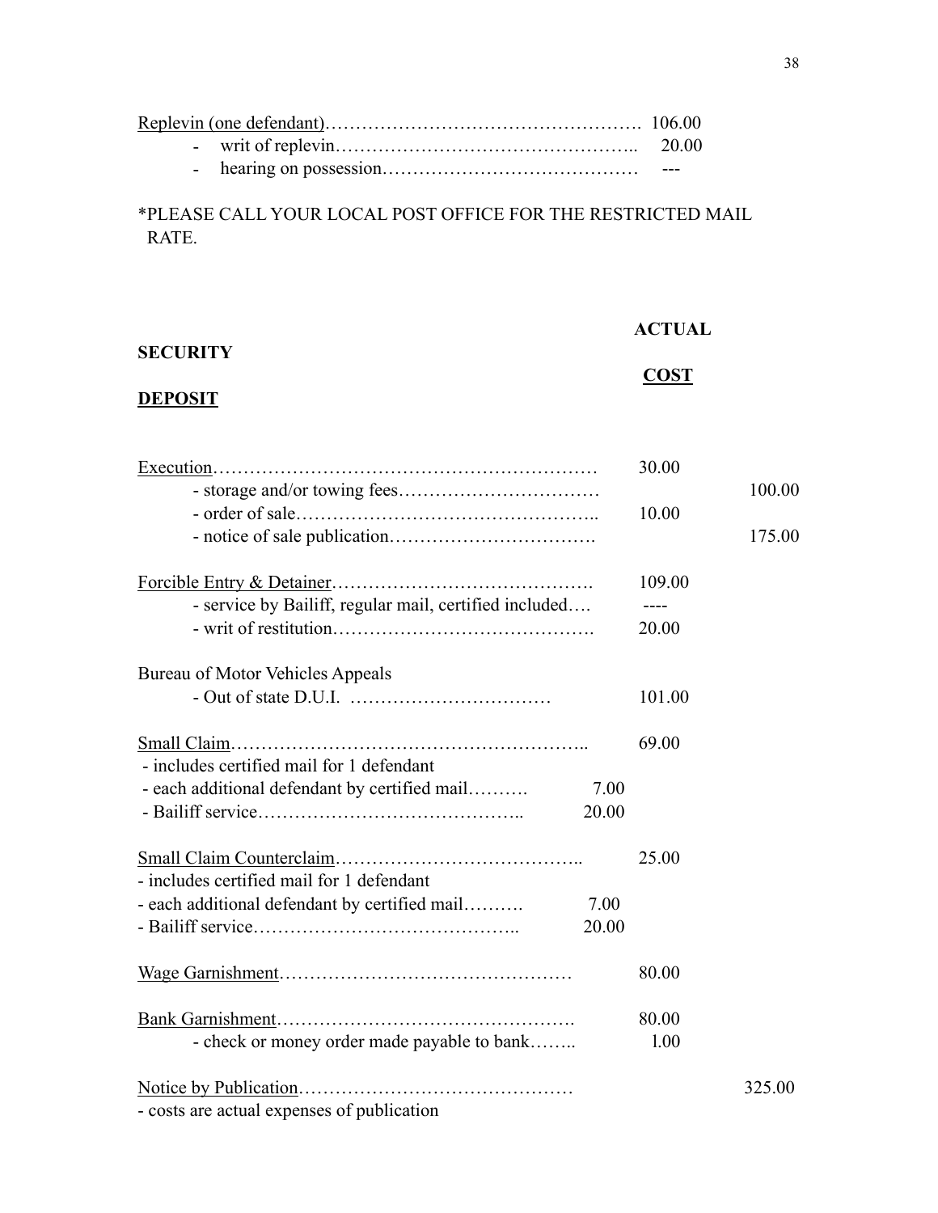| | | |
|---|---|---|
| <u>Replevin (one defendant)</u> | 106.00 | |
| - writ of replevin | 20.00 | |
| - hearing on possession | --- | |

*PLEASE CALL YOUR LOCAL POST OFFICE FOR THE RESTRICTED MAIL RATE.

| **SECURITY** <u>**DEPOSIT**</u> | | **ACTUAL** <u>**COST**</u> | |
|---|---|---|---|
| <u>Execution</u> | | 30.00 | |
| - storage and/or towing fees | | | 100.00 |
| - order of sale | | 10.00 | |
| - notice of sale publication | | | 175.00 |
| <u>Forcible Entry & Detainer</u> | | 109.00 | |
| - service by Bailiff, regular mail, certified included | | ---- | |
| - writ of restitution | | 20.00 | |
| Bureau of Motor Vehicles Appeals | | | |
| - Out of state D.U.I. | | 101.00 | |
| <u>Small Claim</u> | | 69.00 | |
| - includes certified mail for 1 defendant | | | |
| - each additional defendant by certified mail | 7.00 | | |
| - Bailiff service | 20.00 | | |
| <u>Small Claim Counterclaim</u> | | 25.00 | |
| - includes certified mail for 1 defendant | | | |
| - each additional defendant by certified mail | 7.00 | | |
| - Bailiff service | 20.00 | | |
| <u>Wage Garnishment</u> | | 80.00 | |
| <u>Bank Garnishment</u> | | 80.00 | |
| - check or money order made payable to bank | | 1.00 | |
| <u>Notice by Publication</u> | | | 325.00 |
| - costs are actual expenses of publication | | | |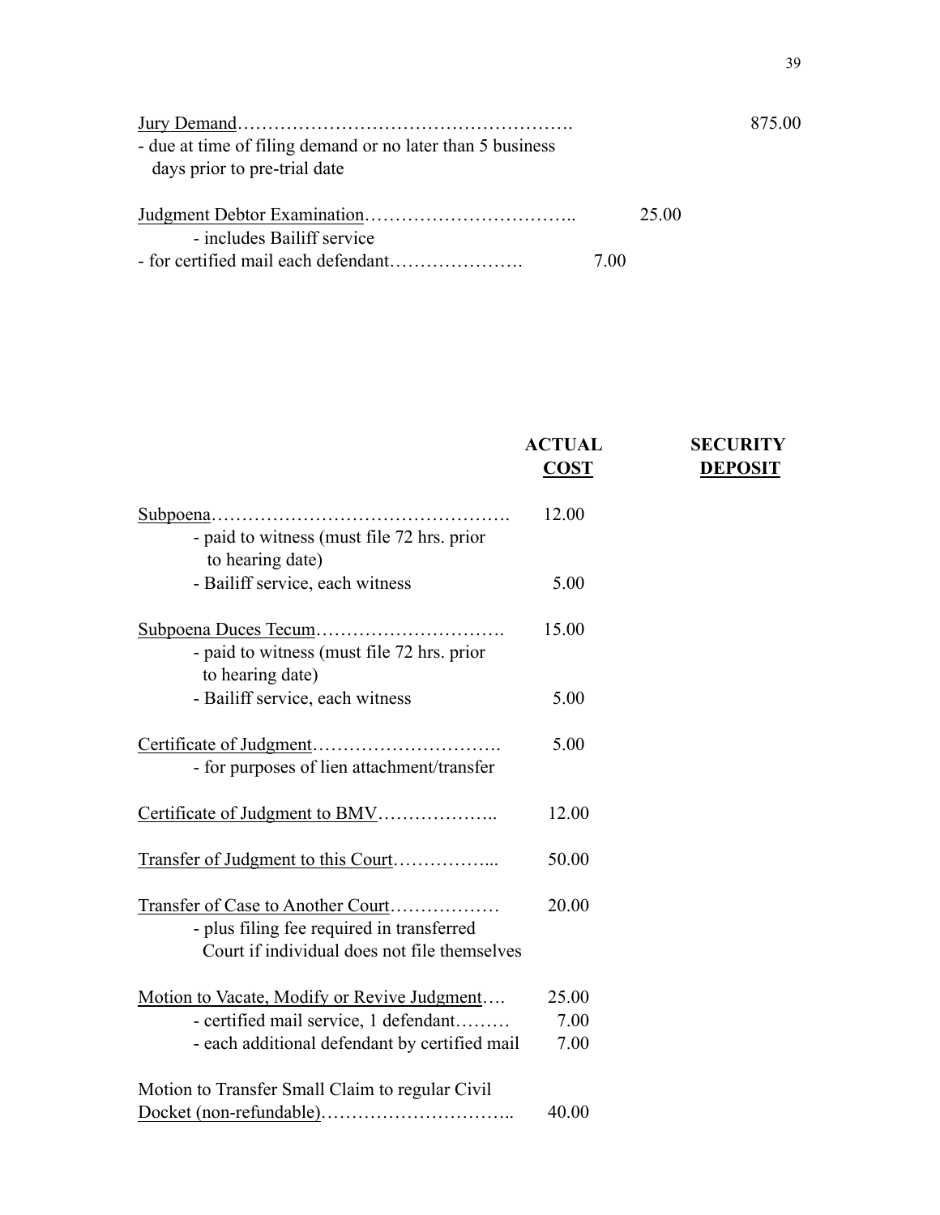<u>Jury Demand</u>………………………………………………. 875.00
- due at time of filing demand or no later than 5 business days prior to pre-trial date

<u>Judgment Debtor Examination</u>…………………………….. 25.00
- includes Bailiff service
- for certified mail each defendant…………………. 7.00

| | ACTUAL COST | SECURITY DEPOSIT |
|---|---|---|
| <u>Subpoena</u>…………………………………………. | 12.00 | |
| - paid to witness (must file 72 hrs. prior to hearing date) | | |
| - Bailiff service, each witness | 5.00 | |
| <u>Subpoena Duces Tecum</u>…………………………. | 15.00 | |
| - paid to witness (must file 72 hrs. prior to hearing date) | | |
| - Bailiff service, each witness | 5.00 | |
| <u>Certificate of Judgment</u>…………………………. | 5.00 | |
| - for purposes of lien attachment/transfer | | |
| <u>Certificate of Judgment to BMV</u>……………….. | 12.00 | |
| <u>Transfer of Judgment to this Court</u>…………….... | 50.00 | |
| <u>Transfer of Case to Another Court</u>……………… | 20.00 | |
| - plus filing fee required in transferred Court if individual does not file themselves | | |
| <u>Motion to Vacate, Modify or Revive Judgment</u>…. | 25.00 | |
| - certified mail service, 1 defendant……… | 7.00 | |
| - each additional defendant by certified mail | 7.00 | |
| Motion to Transfer Small Claim to regular Civil <u>Docket (non-refundable)</u>………………………….. | 40.00 | |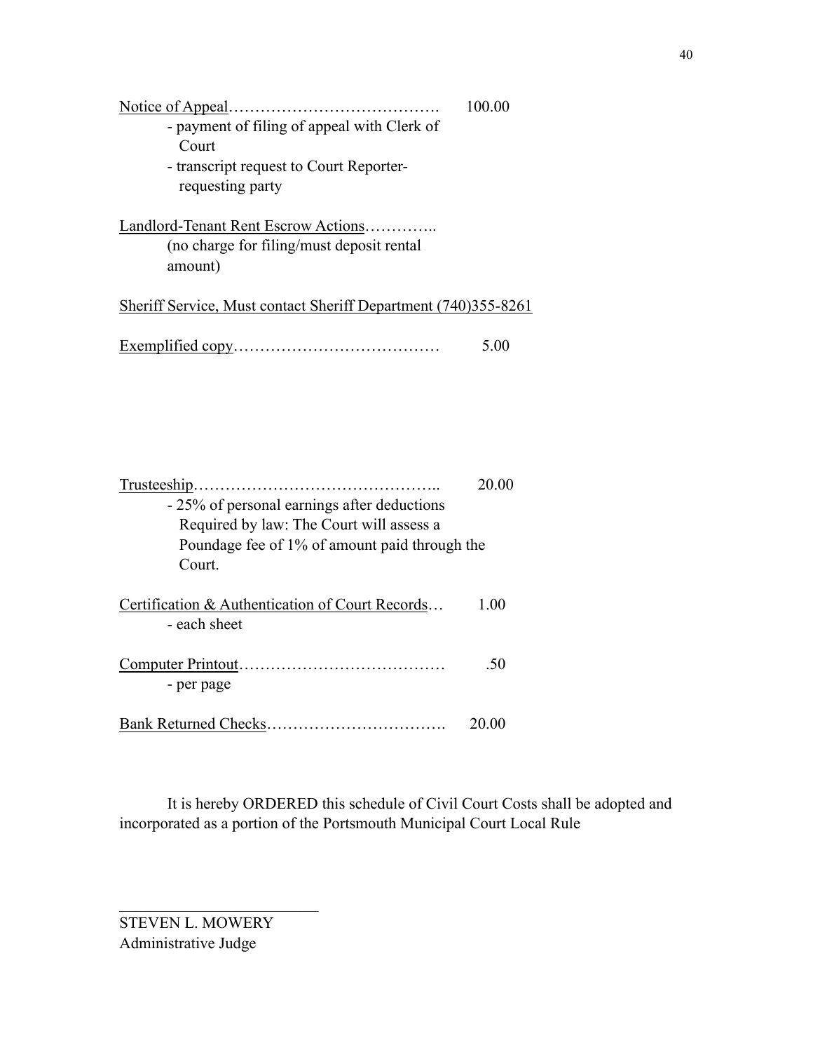Notice of Appeal…………………………………. 100.00
- payment of filing of appeal with Clerk of Court
- transcript request to Court Reporter- requesting party

Landlord-Tenant Rent Escrow Actions…………..
(no charge for filing/must deposit rental amount)

Sheriff Service, Must contact Sheriff Department (740)355-8261

Exemplified copy………………………………… 5.00

Trusteeship……………………………………….. 20.00
- 25% of personal earnings after deductions Required by law: The Court will assess a Poundage fee of 1% of amount paid through the Court.

Certification & Authentication of Court Records… 1.00
- each sheet

Computer Printout………………………………… .50
- per page

Bank Returned Checks……………………………. 20.00

It is hereby ORDERED this schedule of Civil Court Costs shall be adopted and incorporated as a portion of the Portsmouth Municipal Court Local Rule

\_\_\_\_\_\_\_\_\_\_\_\_\_\_\_\_\_\_\_\_\_\_\_\_\_\_

STEVEN L. MOWERY
Administrative Judge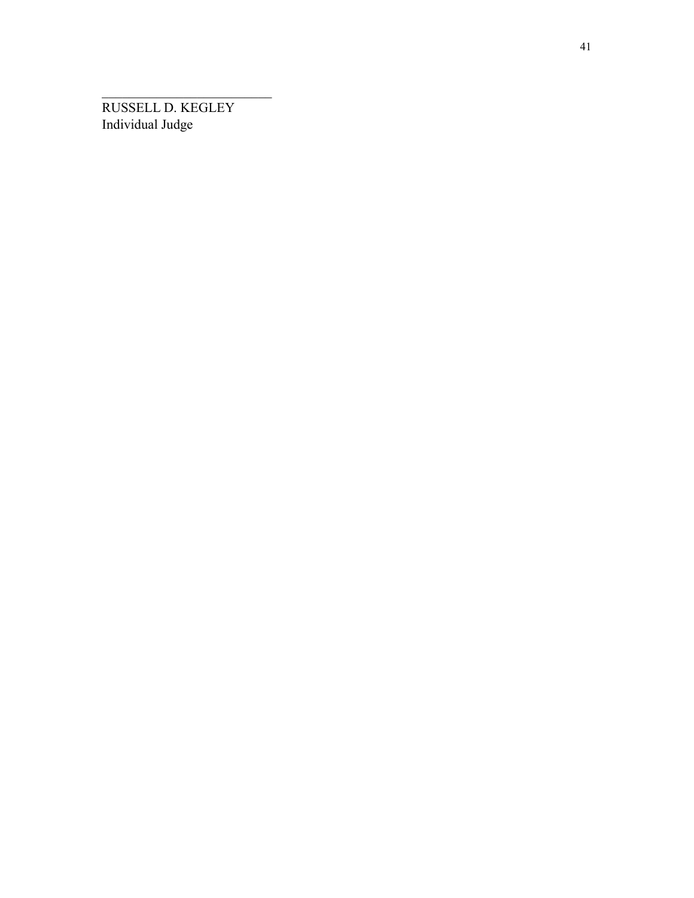\_\_\_\_\_\_\_\_\_\_\_\_\_\_\_\_\_\_\_\_\_\_\_\_\_

RUSSELL D. KEGLEY
Individual Judge